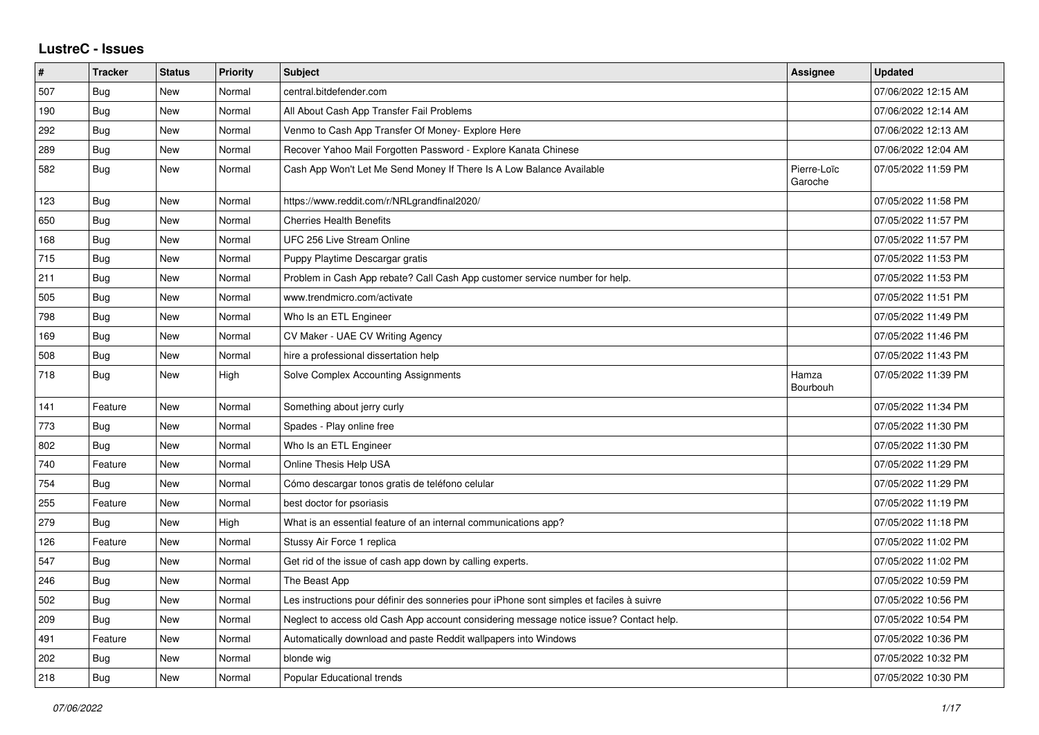## LustreC - Issues

| # | Tracker | Status | Priority | Subject | Assignee | Updated |
|---|---|---|---|---|---|---|
| 507 | Bug | New | Normal | central.bitdefender.com | | 07/06/2022 12:15 AM |
| 190 | Bug | New | Normal | All About Cash App Transfer Fail Problems | | 07/06/2022 12:14 AM |
| 292 | Bug | New | Normal | Venmo to Cash App Transfer Of Money- Explore Here | | 07/06/2022 12:13 AM |
| 289 | Bug | New | Normal | Recover Yahoo Mail Forgotten Password - Explore Kanata Chinese | | 07/06/2022 12:04 AM |
| 582 | Bug | New | Normal | Cash App Won't Let Me Send Money If There Is A Low Balance Available | Pierre-Loïc Garoche | 07/05/2022 11:59 PM |
| 123 | Bug | New | Normal | https://www.reddit.com/r/NRLgrandfinal2020/ | | 07/05/2022 11:58 PM |
| 650 | Bug | New | Normal | Cherries Health Benefits | | 07/05/2022 11:57 PM |
| 168 | Bug | New | Normal | UFC 256 Live Stream Online | | 07/05/2022 11:57 PM |
| 715 | Bug | New | Normal | Puppy Playtime Descargar gratis | | 07/05/2022 11:53 PM |
| 211 | Bug | New | Normal | Problem in Cash App rebate? Call Cash App customer service number for help. | | 07/05/2022 11:53 PM |
| 505 | Bug | New | Normal | www.trendmicro.com/activate | | 07/05/2022 11:51 PM |
| 798 | Bug | New | Normal | Who Is an ETL Engineer | | 07/05/2022 11:49 PM |
| 169 | Bug | New | Normal | CV Maker - UAE CV Writing Agency | | 07/05/2022 11:46 PM |
| 508 | Bug | New | Normal | hire a professional dissertation help | | 07/05/2022 11:43 PM |
| 718 | Bug | New | High | Solve Complex Accounting Assignments | Hamza Bourbouh | 07/05/2022 11:39 PM |
| 141 | Feature | New | Normal | Something about jerry curly | | 07/05/2022 11:34 PM |
| 773 | Bug | New | Normal | Spades - Play online free | | 07/05/2022 11:30 PM |
| 802 | Bug | New | Normal | Who Is an ETL Engineer | | 07/05/2022 11:30 PM |
| 740 | Feature | New | Normal | Online Thesis Help USA | | 07/05/2022 11:29 PM |
| 754 | Bug | New | Normal | Cómo descargar tonos gratis de teléfono celular | | 07/05/2022 11:29 PM |
| 255 | Feature | New | Normal | best doctor for psoriasis | | 07/05/2022 11:19 PM |
| 279 | Bug | New | High | What is an essential feature of an internal communications app? | | 07/05/2022 11:18 PM |
| 126 | Feature | New | Normal | Stussy Air Force 1 replica | | 07/05/2022 11:02 PM |
| 547 | Bug | New | Normal | Get rid of the issue of cash app down by calling experts. | | 07/05/2022 11:02 PM |
| 246 | Bug | New | Normal | The Beast App | | 07/05/2022 10:59 PM |
| 502 | Bug | New | Normal | Les instructions pour définir des sonneries pour iPhone sont simples et faciles à suivre | | 07/05/2022 10:56 PM |
| 209 | Bug | New | Normal | Neglect to access old Cash App account considering message notice issue? Contact help. | | 07/05/2022 10:54 PM |
| 491 | Feature | New | Normal | Automatically download and paste Reddit wallpapers into Windows | | 07/05/2022 10:36 PM |
| 202 | Bug | New | Normal | blonde wig | | 07/05/2022 10:32 PM |
| 218 | Bug | New | Normal | Popular Educational trends | | 07/05/2022 10:30 PM |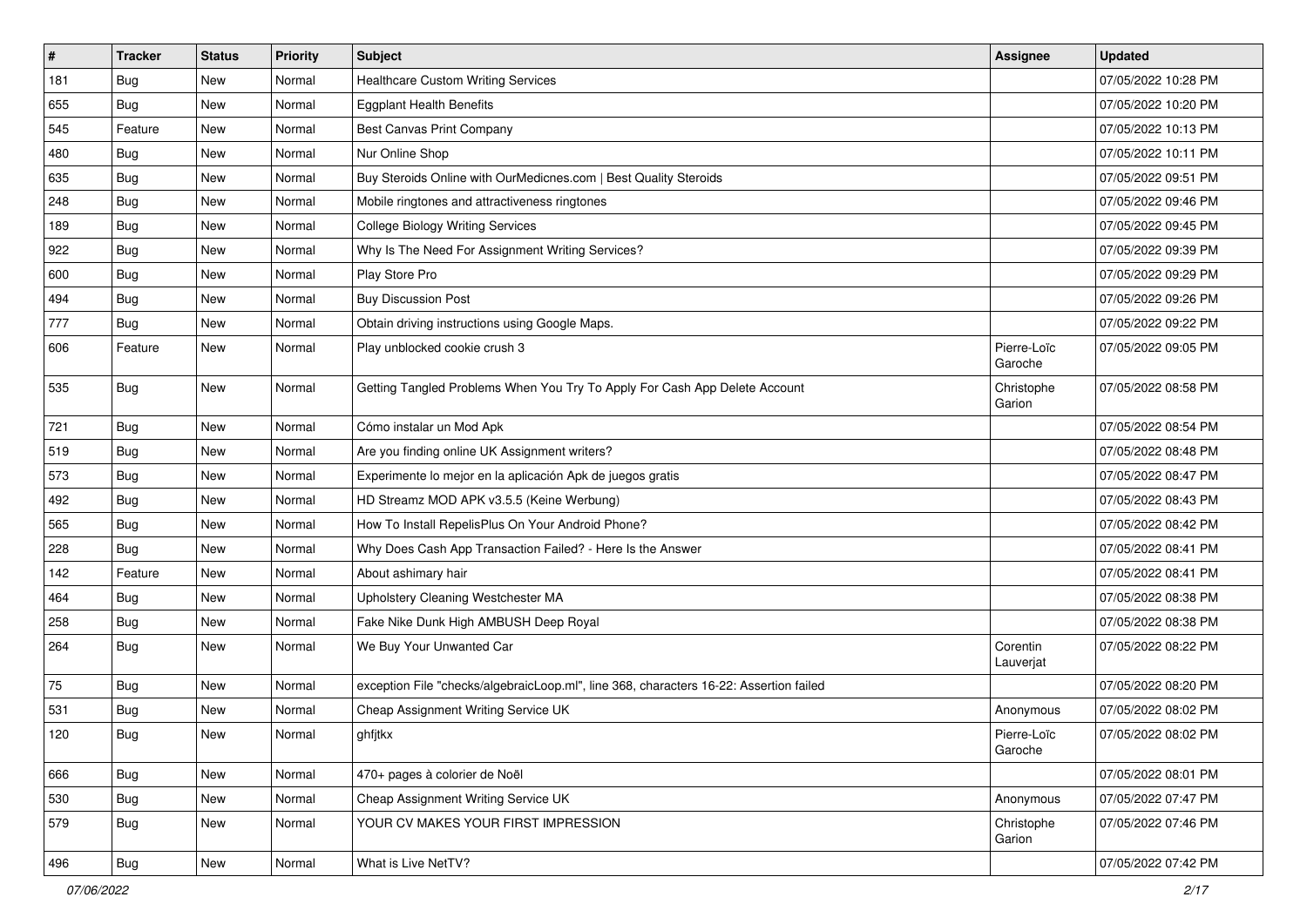| # | Tracker | Status | Priority | Subject | Assignee | Updated |
|---|---|---|---|---|---|---|
| 181 | Bug | New | Normal | Healthcare Custom Writing Services | | 07/05/2022 10:28 PM |
| 655 | Bug | New | Normal | Eggplant Health Benefits | | 07/05/2022 10:20 PM |
| 545 | Feature | New | Normal | Best Canvas Print Company | | 07/05/2022 10:13 PM |
| 480 | Bug | New | Normal | Nur Online Shop | | 07/05/2022 10:11 PM |
| 635 | Bug | New | Normal | Buy Steroids Online with OurMedicnes.com \| Best Quality Steroids | | 07/05/2022 09:51 PM |
| 248 | Bug | New | Normal | Mobile ringtones and attractiveness ringtones | | 07/05/2022 09:46 PM |
| 189 | Bug | New | Normal | College Biology Writing Services | | 07/05/2022 09:45 PM |
| 922 | Bug | New | Normal | Why Is The Need For Assignment Writing Services? | | 07/05/2022 09:39 PM |
| 600 | Bug | New | Normal | Play Store Pro | | 07/05/2022 09:29 PM |
| 494 | Bug | New | Normal | Buy Discussion Post | | 07/05/2022 09:26 PM |
| 777 | Bug | New | Normal | Obtain driving instructions using Google Maps. | | 07/05/2022 09:22 PM |
| 606 | Feature | New | Normal | Play unblocked cookie crush 3 | Pierre-Loïc Garoche | 07/05/2022 09:05 PM |
| 535 | Bug | New | Normal | Getting Tangled Problems When You Try To Apply For Cash App Delete Account | Christophe Garion | 07/05/2022 08:58 PM |
| 721 | Bug | New | Normal | Cómo instalar un Mod Apk | | 07/05/2022 08:54 PM |
| 519 | Bug | New | Normal | Are you finding online UK Assignment writers? | | 07/05/2022 08:48 PM |
| 573 | Bug | New | Normal | Experimente lo mejor en la aplicación Apk de juegos gratis | | 07/05/2022 08:47 PM |
| 492 | Bug | New | Normal | HD Streamz MOD APK v3.5.5 (Keine Werbung) | | 07/05/2022 08:43 PM |
| 565 | Bug | New | Normal | How To Install RepelisPlus On Your Android Phone? | | 07/05/2022 08:42 PM |
| 228 | Bug | New | Normal | Why Does Cash App Transaction Failed? - Here Is the Answer | | 07/05/2022 08:41 PM |
| 142 | Feature | New | Normal | About ashimary hair | | 07/05/2022 08:41 PM |
| 464 | Bug | New | Normal | Upholstery Cleaning Westchester MA | | 07/05/2022 08:38 PM |
| 258 | Bug | New | Normal | Fake Nike Dunk High AMBUSH Deep Royal | | 07/05/2022 08:38 PM |
| 264 | Bug | New | Normal | We Buy Your Unwanted Car | Corentin Lauverjat | 07/05/2022 08:22 PM |
| 75 | Bug | New | Normal | exception File "checks/algebraicLoop.ml", line 368, characters 16-22: Assertion failed | | 07/05/2022 08:20 PM |
| 531 | Bug | New | Normal | Cheap Assignment Writing Service UK | Anonymous | 07/05/2022 08:02 PM |
| 120 | Bug | New | Normal | ghfjtkx | Pierre-Loïc Garoche | 07/05/2022 08:02 PM |
| 666 | Bug | New | Normal | 470+ pages à colorier de Noël | | 07/05/2022 08:01 PM |
| 530 | Bug | New | Normal | Cheap Assignment Writing Service UK | Anonymous | 07/05/2022 07:47 PM |
| 579 | Bug | New | Normal | YOUR CV MAKES YOUR FIRST IMPRESSION | Christophe Garion | 07/05/2022 07:46 PM |
| 496 | Bug | New | Normal | What is Live NetTV? | | 07/05/2022 07:42 PM |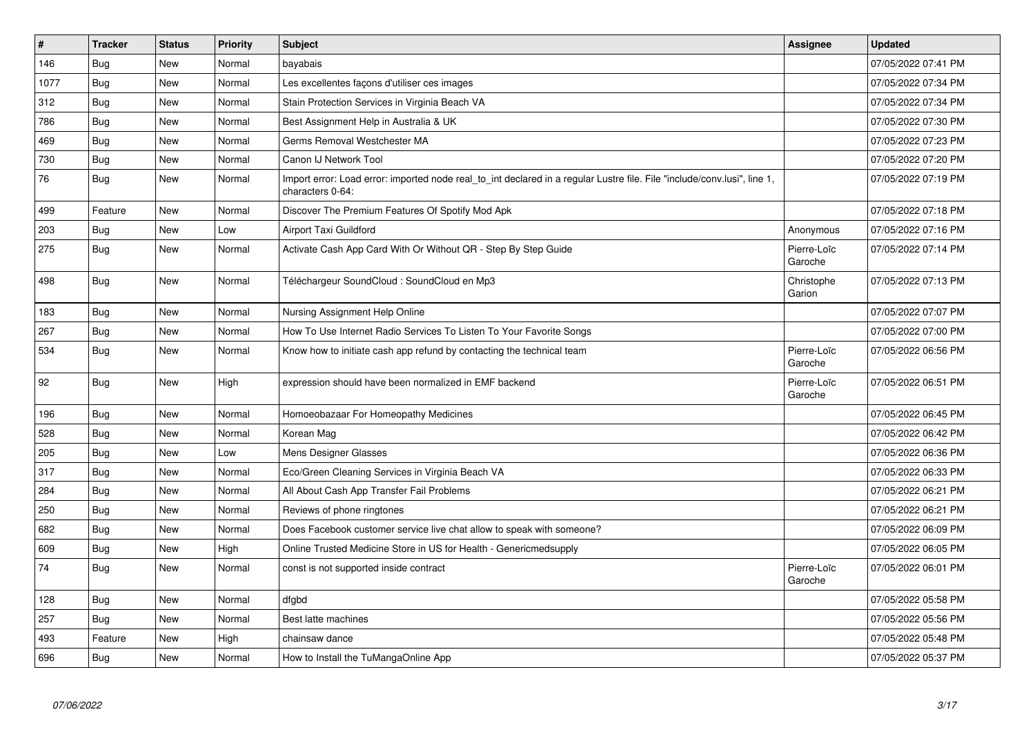| # | Tracker | Status | Priority | Subject | Assignee | Updated |
|---|---|---|---|---|---|---|
| 146 | Bug | New | Normal | bayabais | | 07/05/2022 07:41 PM |
| 1077 | Bug | New | Normal | Les excellentes façons d'utiliser ces images | | 07/05/2022 07:34 PM |
| 312 | Bug | New | Normal | Stain Protection Services in Virginia Beach VA | | 07/05/2022 07:34 PM |
| 786 | Bug | New | Normal | Best Assignment Help in Australia & UK | | 07/05/2022 07:30 PM |
| 469 | Bug | New | Normal | Germs Removal Westchester MA | | 07/05/2022 07:23 PM |
| 730 | Bug | New | Normal | Canon IJ Network Tool | | 07/05/2022 07:20 PM |
| 76 | Bug | New | Normal | Import error: Load error: imported node real_to_int declared in a regular Lustre file. File "include/conv.lusi", line 1, characters 0-64: | | 07/05/2022 07:19 PM |
| 499 | Feature | New | Normal | Discover The Premium Features Of Spotify Mod Apk | | 07/05/2022 07:18 PM |
| 203 | Bug | New | Low | Airport Taxi Guildford | Anonymous | 07/05/2022 07:16 PM |
| 275 | Bug | New | Normal | Activate Cash App Card With Or Without QR - Step By Step Guide | Pierre-Loïc Garoche | 07/05/2022 07:14 PM |
| 498 | Bug | New | Normal | Téléchargeur SoundCloud : SoundCloud en Mp3 | Christophe Garion | 07/05/2022 07:13 PM |
| 183 | Bug | New | Normal | Nursing Assignment Help Online | | 07/05/2022 07:07 PM |
| 267 | Bug | New | Normal | How To Use Internet Radio Services To Listen To Your Favorite Songs | | 07/05/2022 07:00 PM |
| 534 | Bug | New | Normal | Know how to initiate cash app refund by contacting the technical team | Pierre-Loïc Garoche | 07/05/2022 06:56 PM |
| 92 | Bug | New | High | expression should have been normalized in EMF backend | Pierre-Loïc Garoche | 07/05/2022 06:51 PM |
| 196 | Bug | New | Normal | Homoeobazaar For Homeopathy Medicines | | 07/05/2022 06:45 PM |
| 528 | Bug | New | Normal | Korean Mag | | 07/05/2022 06:42 PM |
| 205 | Bug | New | Low | Mens Designer Glasses | | 07/05/2022 06:36 PM |
| 317 | Bug | New | Normal | Eco/Green Cleaning Services in Virginia Beach VA | | 07/05/2022 06:33 PM |
| 284 | Bug | New | Normal | All About Cash App Transfer Fail Problems | | 07/05/2022 06:21 PM |
| 250 | Bug | New | Normal | Reviews of phone ringtones | | 07/05/2022 06:21 PM |
| 682 | Bug | New | Normal | Does Facebook customer service live chat allow to speak with someone? | | 07/05/2022 06:09 PM |
| 609 | Bug | New | High | Online Trusted Medicine Store in US for Health - Genericmedsupply | | 07/05/2022 06:05 PM |
| 74 | Bug | New | Normal | const is not supported inside contract | Pierre-Loïc Garoche | 07/05/2022 06:01 PM |
| 128 | Bug | New | Normal | dfgbd | | 07/05/2022 05:58 PM |
| 257 | Bug | New | Normal | Best latte machines | | 07/05/2022 05:56 PM |
| 493 | Feature | New | High | chainsaw dance | | 07/05/2022 05:48 PM |
| 696 | Bug | New | Normal | How to Install the TuMangaOnline App | | 07/05/2022 05:37 PM |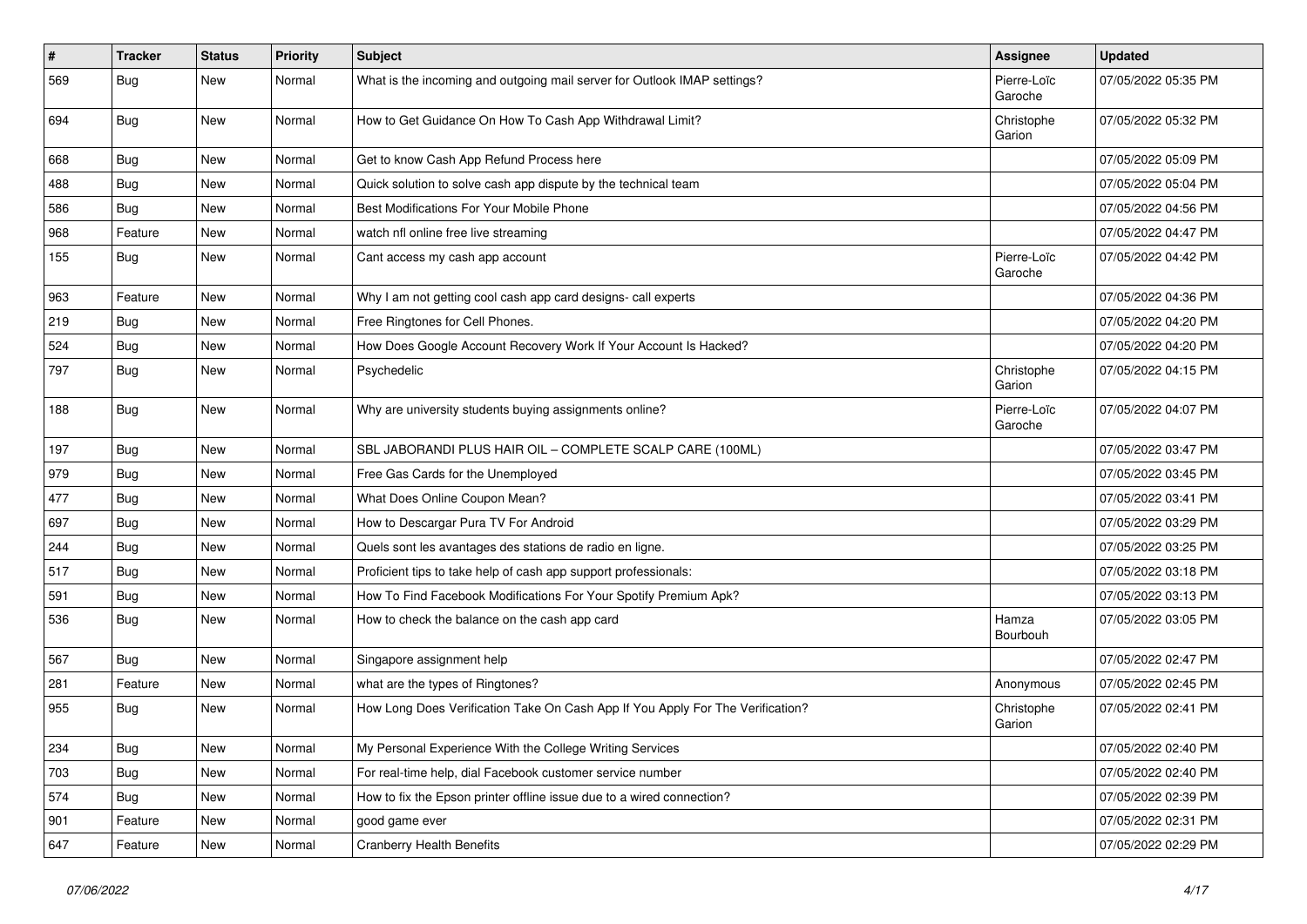| # | Tracker | Status | Priority | Subject | Assignee | Updated |
|---|---|---|---|---|---|---|
| 569 | Bug | New | Normal | What is the incoming and outgoing mail server for Outlook IMAP settings? | Pierre-Loïc Garoche | 07/05/2022 05:35 PM |
| 694 | Bug | New | Normal | How to Get Guidance On How To Cash App Withdrawal Limit? | Christophe Garion | 07/05/2022 05:32 PM |
| 668 | Bug | New | Normal | Get to know Cash App Refund Process here | | 07/05/2022 05:09 PM |
| 488 | Bug | New | Normal | Quick solution to solve cash app dispute by the technical team | | 07/05/2022 05:04 PM |
| 586 | Bug | New | Normal | Best Modifications For Your Mobile Phone | | 07/05/2022 04:56 PM |
| 968 | Feature | New | Normal | watch nfl online free live streaming | | 07/05/2022 04:47 PM |
| 155 | Bug | New | Normal | Cant access my cash app account | Pierre-Loïc Garoche | 07/05/2022 04:42 PM |
| 963 | Feature | New | Normal | Why I am not getting cool cash app card designs- call experts | | 07/05/2022 04:36 PM |
| 219 | Bug | New | Normal | Free Ringtones for Cell Phones. | | 07/05/2022 04:20 PM |
| 524 | Bug | New | Normal | How Does Google Account Recovery Work If Your Account Is Hacked? | | 07/05/2022 04:20 PM |
| 797 | Bug | New | Normal | Psychedelic | Christophe Garion | 07/05/2022 04:15 PM |
| 188 | Bug | New | Normal | Why are university students buying assignments online? | Pierre-Loïc Garoche | 07/05/2022 04:07 PM |
| 197 | Bug | New | Normal | SBL JABORANDI PLUS HAIR OIL – COMPLETE SCALP CARE (100ML) | | 07/05/2022 03:47 PM |
| 979 | Bug | New | Normal | Free Gas Cards for the Unemployed | | 07/05/2022 03:45 PM |
| 477 | Bug | New | Normal | What Does Online Coupon Mean? | | 07/05/2022 03:41 PM |
| 697 | Bug | New | Normal | How to Descargar Pura TV For Android | | 07/05/2022 03:29 PM |
| 244 | Bug | New | Normal | Quels sont les avantages des stations de radio en ligne. | | 07/05/2022 03:25 PM |
| 517 | Bug | New | Normal | Proficient tips to take help of cash app support professionals: | | 07/05/2022 03:18 PM |
| 591 | Bug | New | Normal | How To Find Facebook Modifications For Your Spotify Premium Apk? | | 07/05/2022 03:13 PM |
| 536 | Bug | New | Normal | How to check the balance on the cash app card | Hamza Bourbouh | 07/05/2022 03:05 PM |
| 567 | Bug | New | Normal | Singapore assignment help | | 07/05/2022 02:47 PM |
| 281 | Feature | New | Normal | what are the types of Ringtones? | Anonymous | 07/05/2022 02:45 PM |
| 955 | Bug | New | Normal | How Long Does Verification Take On Cash App If You Apply For The Verification? | Christophe Garion | 07/05/2022 02:41 PM |
| 234 | Bug | New | Normal | My Personal Experience With the College Writing Services | | 07/05/2022 02:40 PM |
| 703 | Bug | New | Normal | For real-time help, dial Facebook customer service number | | 07/05/2022 02:40 PM |
| 574 | Bug | New | Normal | How to fix the Epson printer offline issue due to a wired connection? | | 07/05/2022 02:39 PM |
| 901 | Feature | New | Normal | good game ever | | 07/05/2022 02:31 PM |
| 647 | Feature | New | Normal | Cranberry Health Benefits | | 07/05/2022 02:29 PM |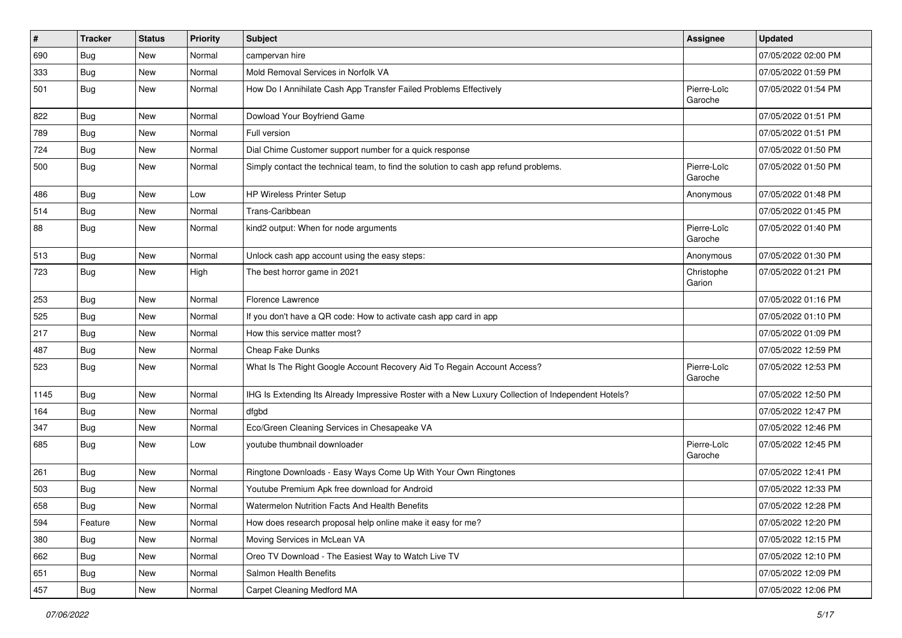| # | Tracker | Status | Priority | Subject | Assignee | Updated |
|---|---|---|---|---|---|---|
| 690 | Bug | New | Normal | campervan hire | | 07/05/2022 02:00 PM |
| 333 | Bug | New | Normal | Mold Removal Services in Norfolk VA | | 07/05/2022 01:59 PM |
| 501 | Bug | New | Normal | How Do I Annihilate Cash App Transfer Failed Problems Effectively | Pierre-Loïc Garoche | 07/05/2022 01:54 PM |
| 822 | Bug | New | Normal | Dowload Your Boyfriend Game | | 07/05/2022 01:51 PM |
| 789 | Bug | New | Normal | Full version | | 07/05/2022 01:51 PM |
| 724 | Bug | New | Normal | Dial Chime Customer support number for a quick response | | 07/05/2022 01:50 PM |
| 500 | Bug | New | Normal | Simply contact the technical team, to find the solution to cash app refund problems. | Pierre-Loïc Garoche | 07/05/2022 01:50 PM |
| 486 | Bug | New | Low | HP Wireless Printer Setup | Anonymous | 07/05/2022 01:48 PM |
| 514 | Bug | New | Normal | Trans-Caribbean | | 07/05/2022 01:45 PM |
| 88 | Bug | New | Normal | kind2 output: When for node arguments | Pierre-Loïc Garoche | 07/05/2022 01:40 PM |
| 513 | Bug | New | Normal | Unlock cash app account using the easy steps: | Anonymous | 07/05/2022 01:30 PM |
| 723 | Bug | New | High | The best horror game in 2021 | Christophe Garion | 07/05/2022 01:21 PM |
| 253 | Bug | New | Normal | Florence Lawrence | | 07/05/2022 01:16 PM |
| 525 | Bug | New | Normal | If you don't have a QR code: How to activate cash app card in app | | 07/05/2022 01:10 PM |
| 217 | Bug | New | Normal | How this service matter most? | | 07/05/2022 01:09 PM |
| 487 | Bug | New | Normal | Cheap Fake Dunks | | 07/05/2022 12:59 PM |
| 523 | Bug | New | Normal | What Is The Right Google Account Recovery Aid To Regain Account Access? | Pierre-Loïc Garoche | 07/05/2022 12:53 PM |
| 1145 | Bug | New | Normal | IHG Is Extending Its Already Impressive Roster with a New Luxury Collection of Independent Hotels? | | 07/05/2022 12:50 PM |
| 164 | Bug | New | Normal | dfgbd | | 07/05/2022 12:47 PM |
| 347 | Bug | New | Normal | Eco/Green Cleaning Services in Chesapeake VA | | 07/05/2022 12:46 PM |
| 685 | Bug | New | Low | youtube thumbnail downloader | Pierre-Loïc Garoche | 07/05/2022 12:45 PM |
| 261 | Bug | New | Normal | Ringtone Downloads - Easy Ways Come Up With Your Own Ringtones | | 07/05/2022 12:41 PM |
| 503 | Bug | New | Normal | Youtube Premium Apk free download for Android | | 07/05/2022 12:33 PM |
| 658 | Bug | New | Normal | Watermelon Nutrition Facts And Health Benefits | | 07/05/2022 12:28 PM |
| 594 | Feature | New | Normal | How does research proposal help online make it easy for me? | | 07/05/2022 12:20 PM |
| 380 | Bug | New | Normal | Moving Services in McLean VA | | 07/05/2022 12:15 PM |
| 662 | Bug | New | Normal | Oreo TV Download - The Easiest Way to Watch Live TV | | 07/05/2022 12:10 PM |
| 651 | Bug | New | Normal | Salmon Health Benefits | | 07/05/2022 12:09 PM |
| 457 | Bug | New | Normal | Carpet Cleaning Medford MA | | 07/05/2022 12:06 PM |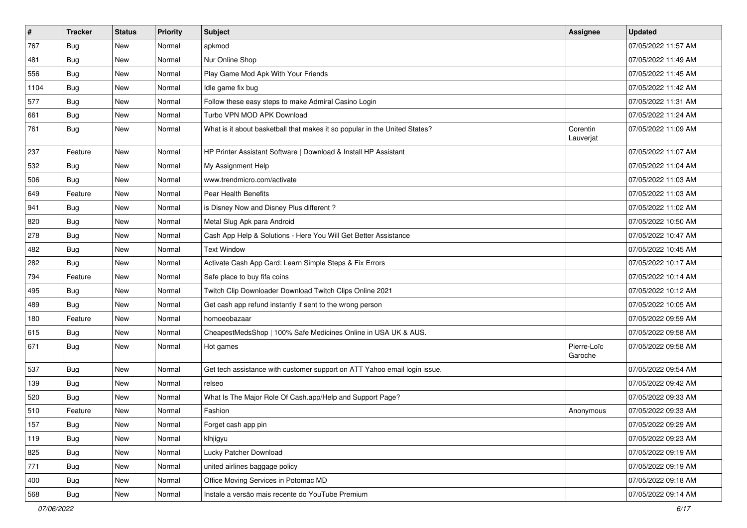| # | Tracker | Status | Priority | Subject | Assignee | Updated |
|---|---|---|---|---|---|---|
| 767 | Bug | New | Normal | apkmod | | 07/05/2022 11:57 AM |
| 481 | Bug | New | Normal | Nur Online Shop | | 07/05/2022 11:49 AM |
| 556 | Bug | New | Normal | Play Game Mod Apk With Your Friends | | 07/05/2022 11:45 AM |
| 1104 | Bug | New | Normal | Idle game fix bug | | 07/05/2022 11:42 AM |
| 577 | Bug | New | Normal | Follow these easy steps to make Admiral Casino Login | | 07/05/2022 11:31 AM |
| 661 | Bug | New | Normal | Turbo VPN MOD APK Download | | 07/05/2022 11:24 AM |
| 761 | Bug | New | Normal | What is it about basketball that makes it so popular in the United States? | Corentin Lauverjat | 07/05/2022 11:09 AM |
| 237 | Feature | New | Normal | HP Printer Assistant Software \| Download & Install HP Assistant | | 07/05/2022 11:07 AM |
| 532 | Bug | New | Normal | My Assignment Help | | 07/05/2022 11:04 AM |
| 506 | Bug | New | Normal | www.trendmicro.com/activate | | 07/05/2022 11:03 AM |
| 649 | Feature | New | Normal | Pear Health Benefits | | 07/05/2022 11:03 AM |
| 941 | Bug | New | Normal | is Disney Now and Disney Plus different ? | | 07/05/2022 11:02 AM |
| 820 | Bug | New | Normal | Metal Slug Apk para Android | | 07/05/2022 10:50 AM |
| 278 | Bug | New | Normal | Cash App Help & Solutions - Here You Will Get Better Assistance | | 07/05/2022 10:47 AM |
| 482 | Bug | New | Normal | Text Window | | 07/05/2022 10:45 AM |
| 282 | Bug | New | Normal | Activate Cash App Card: Learn Simple Steps & Fix Errors | | 07/05/2022 10:17 AM |
| 794 | Feature | New | Normal | Safe place to buy fifa coins | | 07/05/2022 10:14 AM |
| 495 | Bug | New | Normal | Twitch Clip Downloader Download Twitch Clips Online 2021 | | 07/05/2022 10:12 AM |
| 489 | Bug | New | Normal | Get cash app refund instantly if sent to the wrong person | | 07/05/2022 10:05 AM |
| 180 | Feature | New | Normal | homoeobazaar | | 07/05/2022 09:59 AM |
| 615 | Bug | New | Normal | CheapestMedsShop \| 100% Safe Medicines Online in USA UK & AUS. | | 07/05/2022 09:58 AM |
| 671 | Bug | New | Normal | Hot games | Pierre-Loïc Garoche | 07/05/2022 09:58 AM |
| 537 | Bug | New | Normal | Get tech assistance with customer support on ATT Yahoo email login issue. | | 07/05/2022 09:54 AM |
| 139 | Bug | New | Normal | relseo | | 07/05/2022 09:42 AM |
| 520 | Bug | New | Normal | What Is The Major Role Of Cash.app/Help and Support Page? | | 07/05/2022 09:33 AM |
| 510 | Feature | New | Normal | Fashion | Anonymous | 07/05/2022 09:33 AM |
| 157 | Bug | New | Normal | Forget cash app pin | | 07/05/2022 09:29 AM |
| 119 | Bug | New | Normal | klhjigyu | | 07/05/2022 09:23 AM |
| 825 | Bug | New | Normal | Lucky Patcher Download | | 07/05/2022 09:19 AM |
| 771 | Bug | New | Normal | united airlines baggage policy | | 07/05/2022 09:19 AM |
| 400 | Bug | New | Normal | Office Moving Services in Potomac MD | | 07/05/2022 09:18 AM |
| 568 | Bug | New | Normal | Instale a versão mais recente do YouTube Premium | | 07/05/2022 09:14 AM |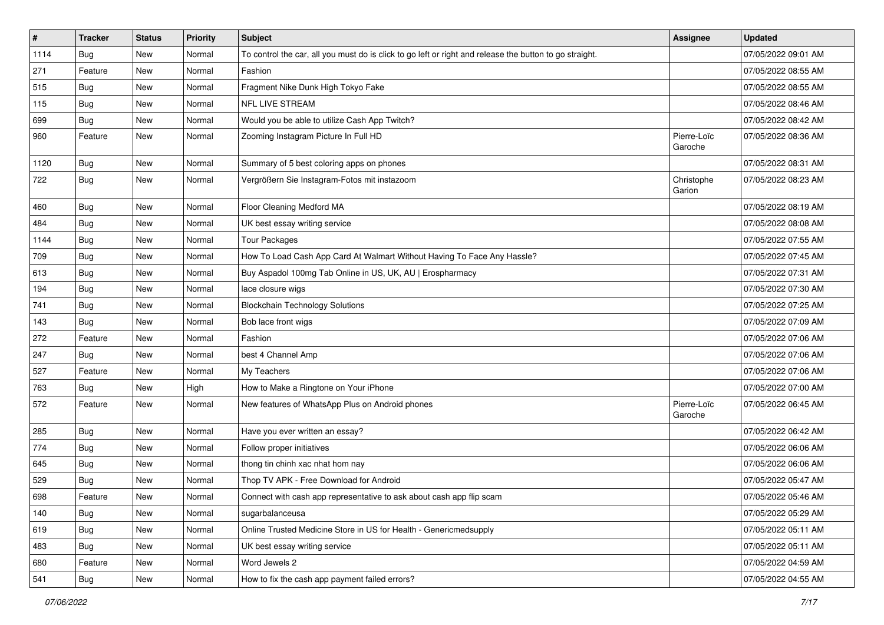| # | Tracker | Status | Priority | Subject | Assignee | Updated |
|---|---|---|---|---|---|---|
| 1114 | Bug | New | Normal | To control the car, all you must do is click to go left or right and release the button to go straight. | | 07/05/2022 09:01 AM |
| 271 | Feature | New | Normal | Fashion | | 07/05/2022 08:55 AM |
| 515 | Bug | New | Normal | Fragment Nike Dunk High Tokyo Fake | | 07/05/2022 08:55 AM |
| 115 | Bug | New | Normal | NFL LIVE STREAM | | 07/05/2022 08:46 AM |
| 699 | Bug | New | Normal | Would you be able to utilize Cash App Twitch? | | 07/05/2022 08:42 AM |
| 960 | Feature | New | Normal | Zooming Instagram Picture In Full HD | Pierre-Loïc Garoche | 07/05/2022 08:36 AM |
| 1120 | Bug | New | Normal | Summary of 5 best coloring apps on phones | | 07/05/2022 08:31 AM |
| 722 | Bug | New | Normal | Vergrößern Sie Instagram-Fotos mit instazoom | Christophe Garion | 07/05/2022 08:23 AM |
| 460 | Bug | New | Normal | Floor Cleaning Medford MA | | 07/05/2022 08:19 AM |
| 484 | Bug | New | Normal | UK best essay writing service | | 07/05/2022 08:08 AM |
| 1144 | Bug | New | Normal | Tour Packages | | 07/05/2022 07:55 AM |
| 709 | Bug | New | Normal | How To Load Cash App Card At Walmart Without Having To Face Any Hassle? | | 07/05/2022 07:45 AM |
| 613 | Bug | New | Normal | Buy Aspadol 100mg Tab Online in US, UK, AU \| Erospharmacy | | 07/05/2022 07:31 AM |
| 194 | Bug | New | Normal | lace closure wigs | | 07/05/2022 07:30 AM |
| 741 | Bug | New | Normal | Blockchain Technology Solutions | | 07/05/2022 07:25 AM |
| 143 | Bug | New | Normal | Bob lace front wigs | | 07/05/2022 07:09 AM |
| 272 | Feature | New | Normal | Fashion | | 07/05/2022 07:06 AM |
| 247 | Bug | New | Normal | best 4 Channel Amp | | 07/05/2022 07:06 AM |
| 527 | Feature | New | Normal | My Teachers | | 07/05/2022 07:06 AM |
| 763 | Bug | New | High | How to Make a Ringtone on Your iPhone | | 07/05/2022 07:00 AM |
| 572 | Feature | New | Normal | New features of WhatsApp Plus on Android phones | Pierre-Loïc Garoche | 07/05/2022 06:45 AM |
| 285 | Bug | New | Normal | Have you ever written an essay? | | 07/05/2022 06:42 AM |
| 774 | Bug | New | Normal | Follow proper initiatives | | 07/05/2022 06:06 AM |
| 645 | Bug | New | Normal | thong tin chinh xac nhat hom nay | | 07/05/2022 06:06 AM |
| 529 | Bug | New | Normal | Thop TV APK - Free Download for Android | | 07/05/2022 05:47 AM |
| 698 | Feature | New | Normal | Connect with cash app representative to ask about cash app flip scam | | 07/05/2022 05:46 AM |
| 140 | Bug | New | Normal | sugarbalanceusa | | 07/05/2022 05:29 AM |
| 619 | Bug | New | Normal | Online Trusted Medicine Store in US for Health - Genericmedsupply | | 07/05/2022 05:11 AM |
| 483 | Bug | New | Normal | UK best essay writing service | | 07/05/2022 05:11 AM |
| 680 | Feature | New | Normal | Word Jewels 2 | | 07/05/2022 04:59 AM |
| 541 | Bug | New | Normal | How to fix the cash app payment failed errors? | | 07/05/2022 04:55 AM |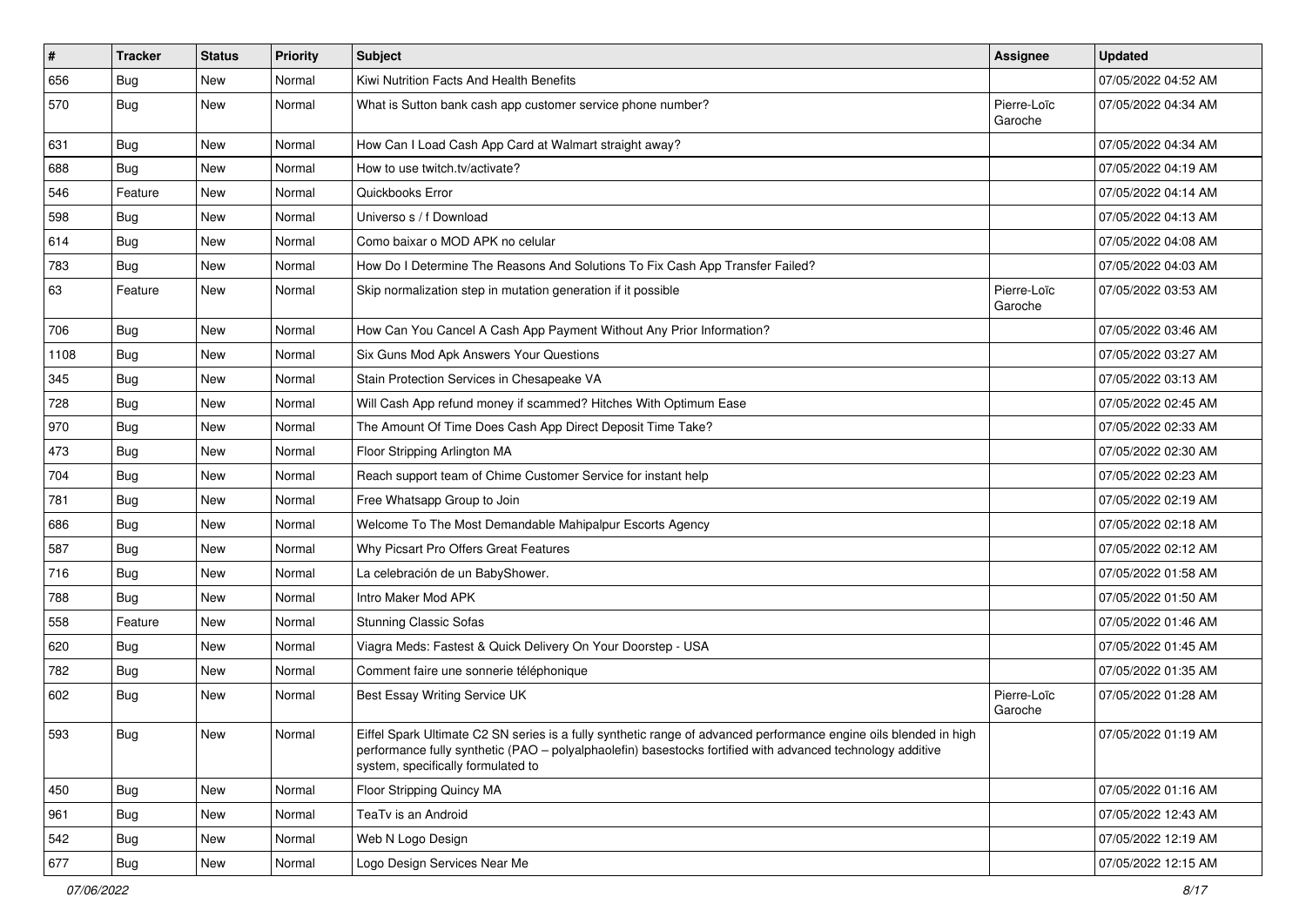| # | Tracker | Status | Priority | Subject | Assignee | Updated |
|---|---|---|---|---|---|---|
| 656 | Bug | New | Normal | Kiwi Nutrition Facts And Health Benefits | | 07/05/2022 04:52 AM |
| 570 | Bug | New | Normal | What is Sutton bank cash app customer service phone number? | Pierre-Loïc Garoche | 07/05/2022 04:34 AM |
| 631 | Bug | New | Normal | How Can I Load Cash App Card at Walmart straight away? | | 07/05/2022 04:34 AM |
| 688 | Bug | New | Normal | How to use twitch.tv/activate? | | 07/05/2022 04:19 AM |
| 546 | Feature | New | Normal | Quickbooks Error | | 07/05/2022 04:14 AM |
| 598 | Bug | New | Normal | Universo s / f Download | | 07/05/2022 04:13 AM |
| 614 | Bug | New | Normal | Como baixar o MOD APK no celular | | 07/05/2022 04:08 AM |
| 783 | Bug | New | Normal | How Do I Determine The Reasons And Solutions To Fix Cash App Transfer Failed? | | 07/05/2022 04:03 AM |
| 63 | Feature | New | Normal | Skip normalization step in mutation generation if it possible | Pierre-Loïc Garoche | 07/05/2022 03:53 AM |
| 706 | Bug | New | Normal | How Can You Cancel A Cash App Payment Without Any Prior Information? | | 07/05/2022 03:46 AM |
| 1108 | Bug | New | Normal | Six Guns Mod Apk Answers Your Questions | | 07/05/2022 03:27 AM |
| 345 | Bug | New | Normal | Stain Protection Services in Chesapeake VA | | 07/05/2022 03:13 AM |
| 728 | Bug | New | Normal | Will Cash App refund money if scammed? Hitches With Optimum Ease | | 07/05/2022 02:45 AM |
| 970 | Bug | New | Normal | The Amount Of Time Does Cash App Direct Deposit Time Take? | | 07/05/2022 02:33 AM |
| 473 | Bug | New | Normal | Floor Stripping Arlington MA | | 07/05/2022 02:30 AM |
| 704 | Bug | New | Normal | Reach support team of Chime Customer Service for instant help | | 07/05/2022 02:23 AM |
| 781 | Bug | New | Normal | Free Whatsapp Group to Join | | 07/05/2022 02:19 AM |
| 686 | Bug | New | Normal | Welcome To The Most Demandable Mahipalpur Escorts Agency | | 07/05/2022 02:18 AM |
| 587 | Bug | New | Normal | Why Picsart Pro Offers Great Features | | 07/05/2022 02:12 AM |
| 716 | Bug | New | Normal | La celebración de un BabyShower. | | 07/05/2022 01:58 AM |
| 788 | Bug | New | Normal | Intro Maker Mod APK | | 07/05/2022 01:50 AM |
| 558 | Feature | New | Normal | Stunning Classic Sofas | | 07/05/2022 01:46 AM |
| 620 | Bug | New | Normal | Viagra Meds: Fastest & Quick Delivery On Your Doorstep - USA | | 07/05/2022 01:45 AM |
| 782 | Bug | New | Normal | Comment faire une sonnerie téléphonique | | 07/05/2022 01:35 AM |
| 602 | Bug | New | Normal | Best Essay Writing Service UK | Pierre-Loïc Garoche | 07/05/2022 01:28 AM |
| 593 | Bug | New | Normal | Eiffel Spark Ultimate C2 SN series is a fully synthetic range of advanced performance engine oils blended in high performance fully synthetic (PAO – polyalphaolefin) basestocks fortified with advanced technology additive system, specifically formulated to | | 07/05/2022 01:19 AM |
| 450 | Bug | New | Normal | Floor Stripping Quincy MA | | 07/05/2022 01:16 AM |
| 961 | Bug | New | Normal | TeaTv is an Android | | 07/05/2022 12:43 AM |
| 542 | Bug | New | Normal | Web N Logo Design | | 07/05/2022 12:19 AM |
| 677 | Bug | New | Normal | Logo Design Services Near Me | | 07/05/2022 12:15 AM |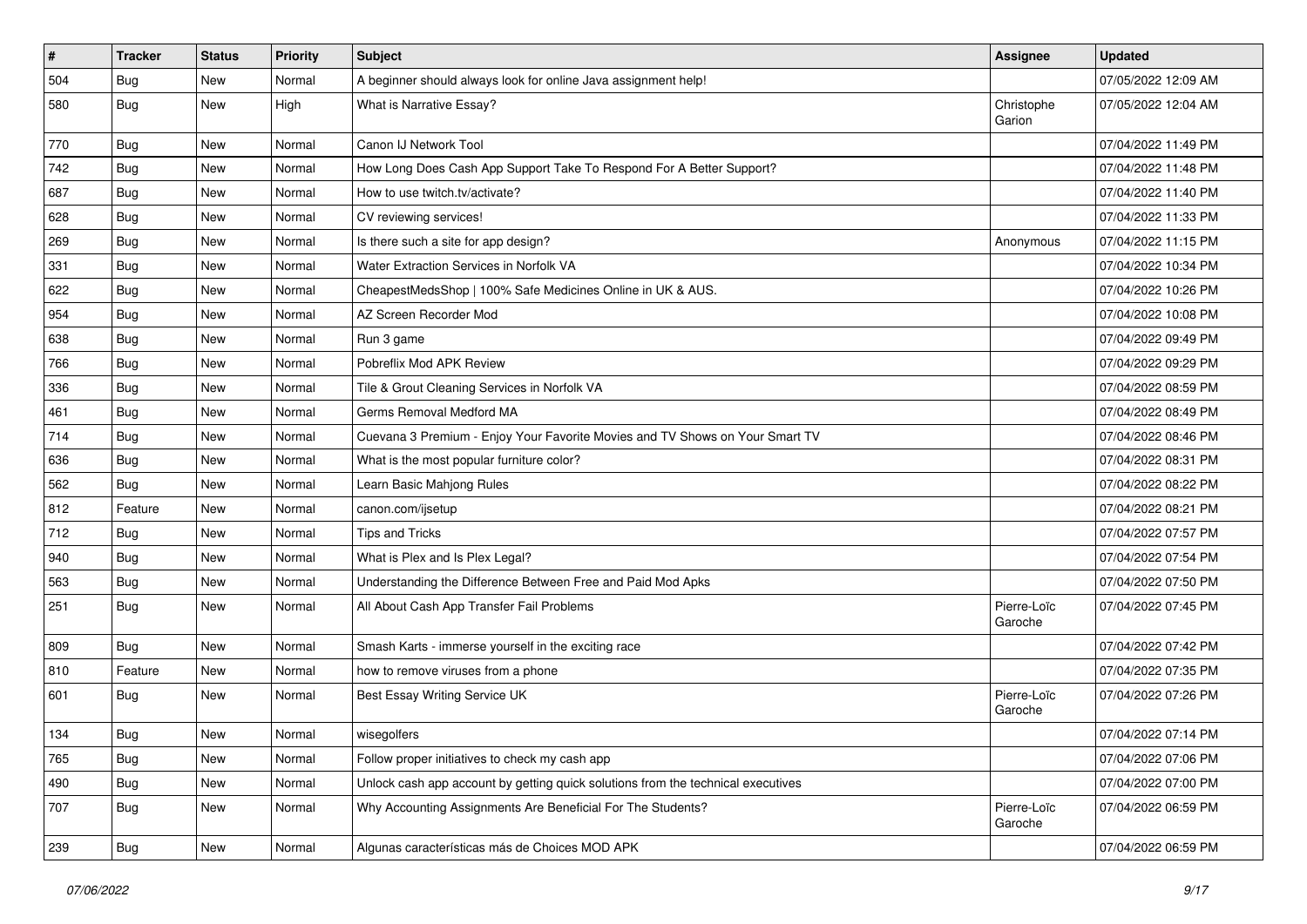| # | Tracker | Status | Priority | Subject | Assignee | Updated |
| --- | --- | --- | --- | --- | --- | --- |
| 504 | Bug | New | Normal | A beginner should always look for online Java assignment help! | | 07/05/2022 12:09 AM |
| 580 | Bug | New | High | What is Narrative Essay? | Christophe Garion | 07/05/2022 12:04 AM |
| 770 | Bug | New | Normal | Canon IJ Network Tool | | 07/04/2022 11:49 PM |
| 742 | Bug | New | Normal | How Long Does Cash App Support Take To Respond For A Better Support? | | 07/04/2022 11:48 PM |
| 687 | Bug | New | Normal | How to use twitch.tv/activate? | | 07/04/2022 11:40 PM |
| 628 | Bug | New | Normal | CV reviewing services! | | 07/04/2022 11:33 PM |
| 269 | Bug | New | Normal | Is there such a site for app design? | Anonymous | 07/04/2022 11:15 PM |
| 331 | Bug | New | Normal | Water Extraction Services in Norfolk VA | | 07/04/2022 10:34 PM |
| 622 | Bug | New | Normal | CheapestMedsShop \| 100% Safe Medicines Online in UK & AUS. | | 07/04/2022 10:26 PM |
| 954 | Bug | New | Normal | AZ Screen Recorder Mod | | 07/04/2022 10:08 PM |
| 638 | Bug | New | Normal | Run 3 game | | 07/04/2022 09:49 PM |
| 766 | Bug | New | Normal | Pobreflix Mod APK Review | | 07/04/2022 09:29 PM |
| 336 | Bug | New | Normal | Tile & Grout Cleaning Services in Norfolk VA | | 07/04/2022 08:59 PM |
| 461 | Bug | New | Normal | Germs Removal Medford MA | | 07/04/2022 08:49 PM |
| 714 | Bug | New | Normal | Cuevana 3 Premium - Enjoy Your Favorite Movies and TV Shows on Your Smart TV | | 07/04/2022 08:46 PM |
| 636 | Bug | New | Normal | What is the most popular furniture color? | | 07/04/2022 08:31 PM |
| 562 | Bug | New | Normal | Learn Basic Mahjong Rules | | 07/04/2022 08:22 PM |
| 812 | Feature | New | Normal | canon.com/ijsetup | | 07/04/2022 08:21 PM |
| 712 | Bug | New | Normal | Tips and Tricks | | 07/04/2022 07:57 PM |
| 940 | Bug | New | Normal | What is Plex and Is Plex Legal? | | 07/04/2022 07:54 PM |
| 563 | Bug | New | Normal | Understanding the Difference Between Free and Paid Mod Apks | | 07/04/2022 07:50 PM |
| 251 | Bug | New | Normal | All About Cash App Transfer Fail Problems | Pierre-Loïc Garoche | 07/04/2022 07:45 PM |
| 809 | Bug | New | Normal | Smash Karts - immerse yourself in the exciting race | | 07/04/2022 07:42 PM |
| 810 | Feature | New | Normal | how to remove viruses from a phone | | 07/04/2022 07:35 PM |
| 601 | Bug | New | Normal | Best Essay Writing Service UK | Pierre-Loïc Garoche | 07/04/2022 07:26 PM |
| 134 | Bug | New | Normal | wisegolfers | | 07/04/2022 07:14 PM |
| 765 | Bug | New | Normal | Follow proper initiatives to check my cash app | | 07/04/2022 07:06 PM |
| 490 | Bug | New | Normal | Unlock cash app account by getting quick solutions from the technical executives | | 07/04/2022 07:00 PM |
| 707 | Bug | New | Normal | Why Accounting Assignments Are Beneficial For The Students? | Pierre-Loïc Garoche | 07/04/2022 06:59 PM |
| 239 | Bug | New | Normal | Algunas características más de Choices MOD APK | | 07/04/2022 06:59 PM |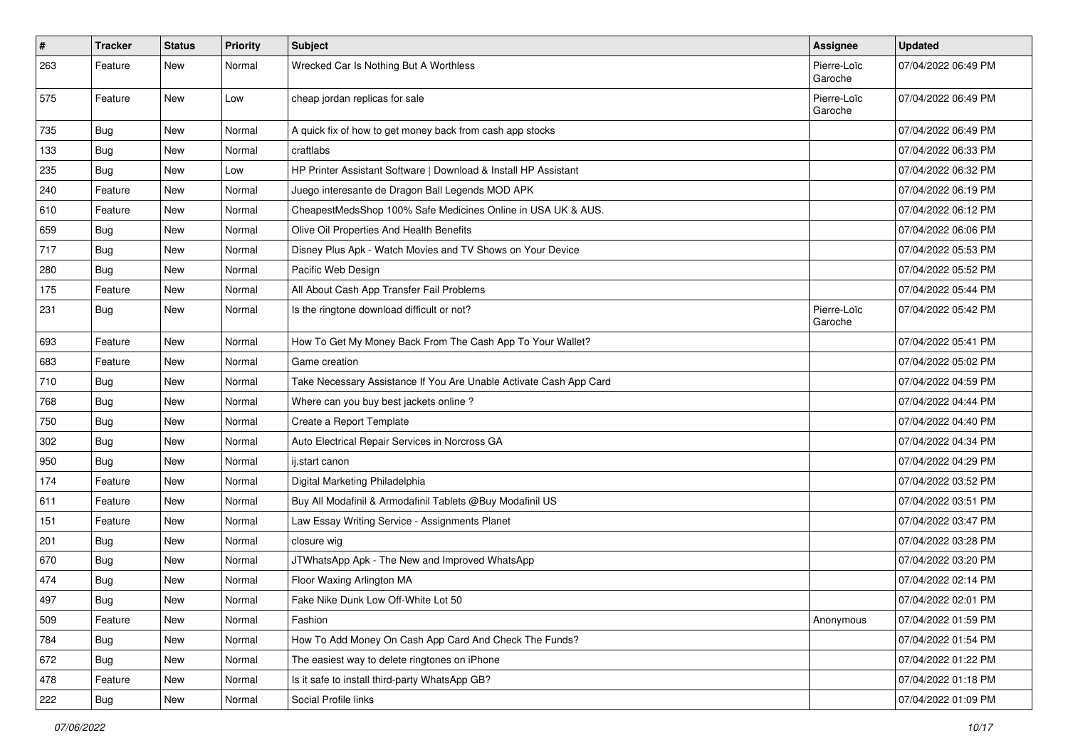| # | Tracker | Status | Priority | Subject | Assignee | Updated |
|---|---|---|---|---|---|---|
| 263 | Feature | New | Normal | Wrecked Car Is Nothing But A Worthless | Pierre-Loïc Garoche | 07/04/2022 06:49 PM |
| 575 | Feature | New | Low | cheap jordan replicas for sale | Pierre-Loïc Garoche | 07/04/2022 06:49 PM |
| 735 | Bug | New | Normal | A quick fix of how to get money back from cash app stocks | | 07/04/2022 06:49 PM |
| 133 | Bug | New | Normal | craftlabs | | 07/04/2022 06:33 PM |
| 235 | Bug | New | Low | HP Printer Assistant Software \| Download & Install HP Assistant | | 07/04/2022 06:32 PM |
| 240 | Feature | New | Normal | Juego interesante de Dragon Ball Legends MOD APK | | 07/04/2022 06:19 PM |
| 610 | Feature | New | Normal | CheapestMedsShop 100% Safe Medicines Online in USA UK & AUS. | | 07/04/2022 06:12 PM |
| 659 | Bug | New | Normal | Olive Oil Properties And Health Benefits | | 07/04/2022 06:06 PM |
| 717 | Bug | New | Normal | Disney Plus Apk - Watch Movies and TV Shows on Your Device | | 07/04/2022 05:53 PM |
| 280 | Bug | New | Normal | Pacific Web Design | | 07/04/2022 05:52 PM |
| 175 | Feature | New | Normal | All About Cash App Transfer Fail Problems | | 07/04/2022 05:44 PM |
| 231 | Bug | New | Normal | Is the ringtone download difficult or not? | Pierre-Loïc Garoche | 07/04/2022 05:42 PM |
| 693 | Feature | New | Normal | How To Get My Money Back From The Cash App To Your Wallet? | | 07/04/2022 05:41 PM |
| 683 | Feature | New | Normal | Game creation | | 07/04/2022 05:02 PM |
| 710 | Bug | New | Normal | Take Necessary Assistance If You Are Unable Activate Cash App Card | | 07/04/2022 04:59 PM |
| 768 | Bug | New | Normal | Where can you buy best jackets online ? | | 07/04/2022 04:44 PM |
| 750 | Bug | New | Normal | Create a Report Template | | 07/04/2022 04:40 PM |
| 302 | Bug | New | Normal | Auto Electrical Repair Services in Norcross GA | | 07/04/2022 04:34 PM |
| 950 | Bug | New | Normal | ij.start canon | | 07/04/2022 04:29 PM |
| 174 | Feature | New | Normal | Digital Marketing Philadelphia | | 07/04/2022 03:52 PM |
| 611 | Feature | New | Normal | Buy All Modafinil & Armodafinil Tablets @Buy Modafinil US | | 07/04/2022 03:51 PM |
| 151 | Feature | New | Normal | Law Essay Writing Service - Assignments Planet | | 07/04/2022 03:47 PM |
| 201 | Bug | New | Normal | closure wig | | 07/04/2022 03:28 PM |
| 670 | Bug | New | Normal | JTWhatsApp Apk - The New and Improved WhatsApp | | 07/04/2022 03:20 PM |
| 474 | Bug | New | Normal | Floor Waxing Arlington MA | | 07/04/2022 02:14 PM |
| 497 | Bug | New | Normal | Fake Nike Dunk Low Off-White Lot 50 | | 07/04/2022 02:01 PM |
| 509 | Feature | New | Normal | Fashion | Anonymous | 07/04/2022 01:59 PM |
| 784 | Bug | New | Normal | How To Add Money On Cash App Card And Check The Funds? | | 07/04/2022 01:54 PM |
| 672 | Bug | New | Normal | The easiest way to delete ringtones on iPhone | | 07/04/2022 01:22 PM |
| 478 | Feature | New | Normal | Is it safe to install third-party WhatsApp GB? | | 07/04/2022 01:18 PM |
| 222 | Bug | New | Normal | Social Profile links | | 07/04/2022 01:09 PM |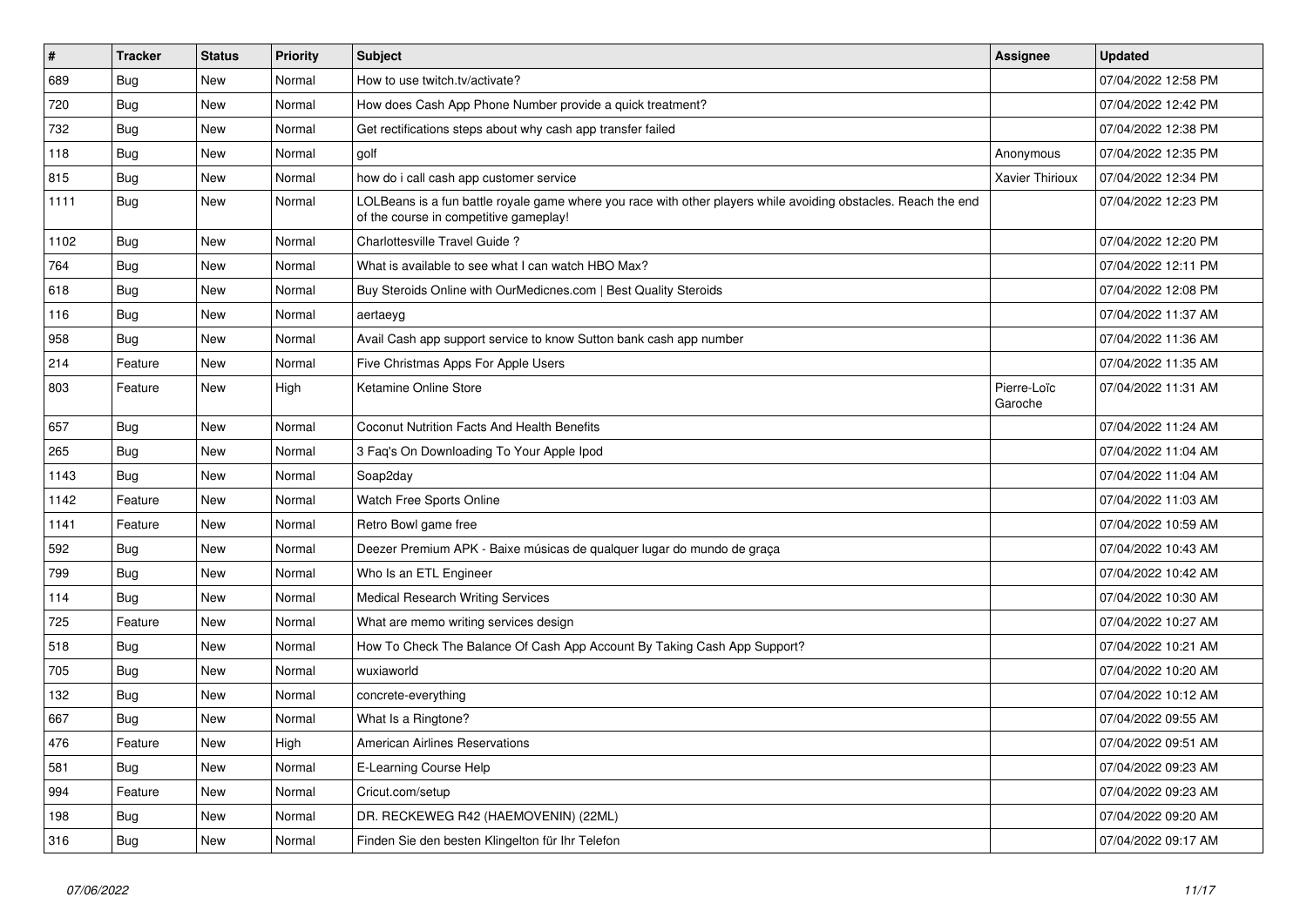| # | Tracker | Status | Priority | Subject | Assignee | Updated |
|---|---|---|---|---|---|---|
| 689 | Bug | New | Normal | How to use twitch.tv/activate? | | 07/04/2022 12:58 PM |
| 720 | Bug | New | Normal | How does Cash App Phone Number provide a quick treatment? | | 07/04/2022 12:42 PM |
| 732 | Bug | New | Normal | Get rectifications steps about why cash app transfer failed | | 07/04/2022 12:38 PM |
| 118 | Bug | New | Normal | golf | Anonymous | 07/04/2022 12:35 PM |
| 815 | Bug | New | Normal | how do i call cash app customer service | Xavier Thirioux | 07/04/2022 12:34 PM |
| 1111 | Bug | New | Normal | LOLBeans is a fun battle royale game where you race with other players while avoiding obstacles. Reach the end of the course in competitive gameplay! | | 07/04/2022 12:23 PM |
| 1102 | Bug | New | Normal | Charlottesville Travel Guide ? | | 07/04/2022 12:20 PM |
| 764 | Bug | New | Normal | What is available to see what I can watch HBO Max? | | 07/04/2022 12:11 PM |
| 618 | Bug | New | Normal | Buy Steroids Online with OurMedicnes.com \| Best Quality Steroids | | 07/04/2022 12:08 PM |
| 116 | Bug | New | Normal | aertaeyg | | 07/04/2022 11:37 AM |
| 958 | Bug | New | Normal | Avail Cash app support service to know Sutton bank cash app number | | 07/04/2022 11:36 AM |
| 214 | Feature | New | Normal | Five Christmas Apps For Apple Users | | 07/04/2022 11:35 AM |
| 803 | Feature | New | High | Ketamine Online Store | Pierre-Loïc Garoche | 07/04/2022 11:31 AM |
| 657 | Bug | New | Normal | Coconut Nutrition Facts And Health Benefits | | 07/04/2022 11:24 AM |
| 265 | Bug | New | Normal | 3 Faq's On Downloading To Your Apple Ipod | | 07/04/2022 11:04 AM |
| 1143 | Bug | New | Normal | Soap2day | | 07/04/2022 11:04 AM |
| 1142 | Feature | New | Normal | Watch Free Sports Online | | 07/04/2022 11:03 AM |
| 1141 | Feature | New | Normal | Retro Bowl game free | | 07/04/2022 10:59 AM |
| 592 | Bug | New | Normal | Deezer Premium APK - Baixe músicas de qualquer lugar do mundo de graça | | 07/04/2022 10:43 AM |
| 799 | Bug | New | Normal | Who Is an ETL Engineer | | 07/04/2022 10:42 AM |
| 114 | Bug | New | Normal | Medical Research Writing Services | | 07/04/2022 10:30 AM |
| 725 | Feature | New | Normal | What are memo writing services design | | 07/04/2022 10:27 AM |
| 518 | Bug | New | Normal | How To Check The Balance Of Cash App Account By Taking Cash App Support? | | 07/04/2022 10:21 AM |
| 705 | Bug | New | Normal | wuxiaworld | | 07/04/2022 10:20 AM |
| 132 | Bug | New | Normal | concrete-everything | | 07/04/2022 10:12 AM |
| 667 | Bug | New | Normal | What Is a Ringtone? | | 07/04/2022 09:55 AM |
| 476 | Feature | New | High | American Airlines Reservations | | 07/04/2022 09:51 AM |
| 581 | Bug | New | Normal | E-Learning Course Help | | 07/04/2022 09:23 AM |
| 994 | Feature | New | Normal | Cricut.com/setup | | 07/04/2022 09:23 AM |
| 198 | Bug | New | Normal | DR. RECKEWEG R42 (HAEMOVENIN) (22ML) | | 07/04/2022 09:20 AM |
| 316 | Bug | New | Normal | Finden Sie den besten Klingelton für Ihr Telefon | | 07/04/2022 09:17 AM |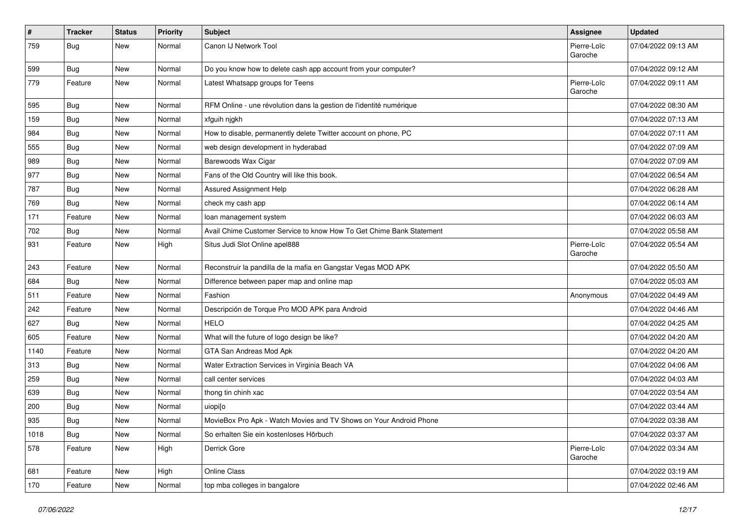| # | Tracker | Status | Priority | Subject | Assignee | Updated |
| --- | --- | --- | --- | --- | --- | --- |
| 759 | Bug | New | Normal | Canon IJ Network Tool | Pierre-Loïc Garoche | 07/04/2022 09:13 AM |
| 599 | Bug | New | Normal | Do you know how to delete cash app account from your computer? | | 07/04/2022 09:12 AM |
| 779 | Feature | New | Normal | Latest Whatsapp groups for Teens | Pierre-Loïc Garoche | 07/04/2022 09:11 AM |
| 595 | Bug | New | Normal | RFM Online - une révolution dans la gestion de l'identité numérique | | 07/04/2022 08:30 AM |
| 159 | Bug | New | Normal | xfguih njgkh | | 07/04/2022 07:13 AM |
| 984 | Bug | New | Normal | How to disable, permanently delete Twitter account on phone, PC | | 07/04/2022 07:11 AM |
| 555 | Bug | New | Normal | web design development in hyderabad | | 07/04/2022 07:09 AM |
| 989 | Bug | New | Normal | Barewoods Wax Cigar | | 07/04/2022 07:09 AM |
| 977 | Bug | New | Normal | Fans of the Old Country will like this book. | | 07/04/2022 06:54 AM |
| 787 | Bug | New | Normal | Assured Assignment Help | | 07/04/2022 06:28 AM |
| 769 | Bug | New | Normal | check my cash app | | 07/04/2022 06:14 AM |
| 171 | Feature | New | Normal | loan management system | | 07/04/2022 06:03 AM |
| 702 | Bug | New | Normal | Avail Chime Customer Service to know How To Get Chime Bank Statement | | 07/04/2022 05:58 AM |
| 931 | Feature | New | High | Situs Judi Slot Online apel888 | Pierre-Loïc Garoche | 07/04/2022 05:54 AM |
| 243 | Feature | New | Normal | Reconstruir la pandilla de la mafia en Gangstar Vegas MOD APK | | 07/04/2022 05:50 AM |
| 684 | Bug | New | Normal | Difference between paper map and online map | | 07/04/2022 05:03 AM |
| 511 | Feature | New | Normal | Fashion | Anonymous | 07/04/2022 04:49 AM |
| 242 | Feature | New | Normal | Descripción de Torque Pro MOD APK para Android | | 07/04/2022 04:46 AM |
| 627 | Bug | New | Normal | HELO | | 07/04/2022 04:25 AM |
| 605 | Feature | New | Normal | What will the future of logo design be like? | | 07/04/2022 04:20 AM |
| 1140 | Feature | New | Normal | GTA San Andreas Mod Apk | | 07/04/2022 04:20 AM |
| 313 | Bug | New | Normal | Water Extraction Services in Virginia Beach VA | | 07/04/2022 04:06 AM |
| 259 | Bug | New | Normal | call center services | | 07/04/2022 04:03 AM |
| 639 | Bug | New | Normal | thong tin chinh xac | | 07/04/2022 03:54 AM |
| 200 | Bug | New | Normal | uiopi[o | | 07/04/2022 03:44 AM |
| 935 | Bug | New | Normal | MovieBox Pro Apk - Watch Movies and TV Shows on Your Android Phone | | 07/04/2022 03:38 AM |
| 1018 | Bug | New | Normal | So erhalten Sie ein kostenloses Hörbuch | | 07/04/2022 03:37 AM |
| 578 | Feature | New | High | Derrick Gore | Pierre-Loïc Garoche | 07/04/2022 03:34 AM |
| 681 | Feature | New | High | Online Class | | 07/04/2022 03:19 AM |
| 170 | Feature | New | Normal | top mba colleges in bangalore | | 07/04/2022 02:46 AM |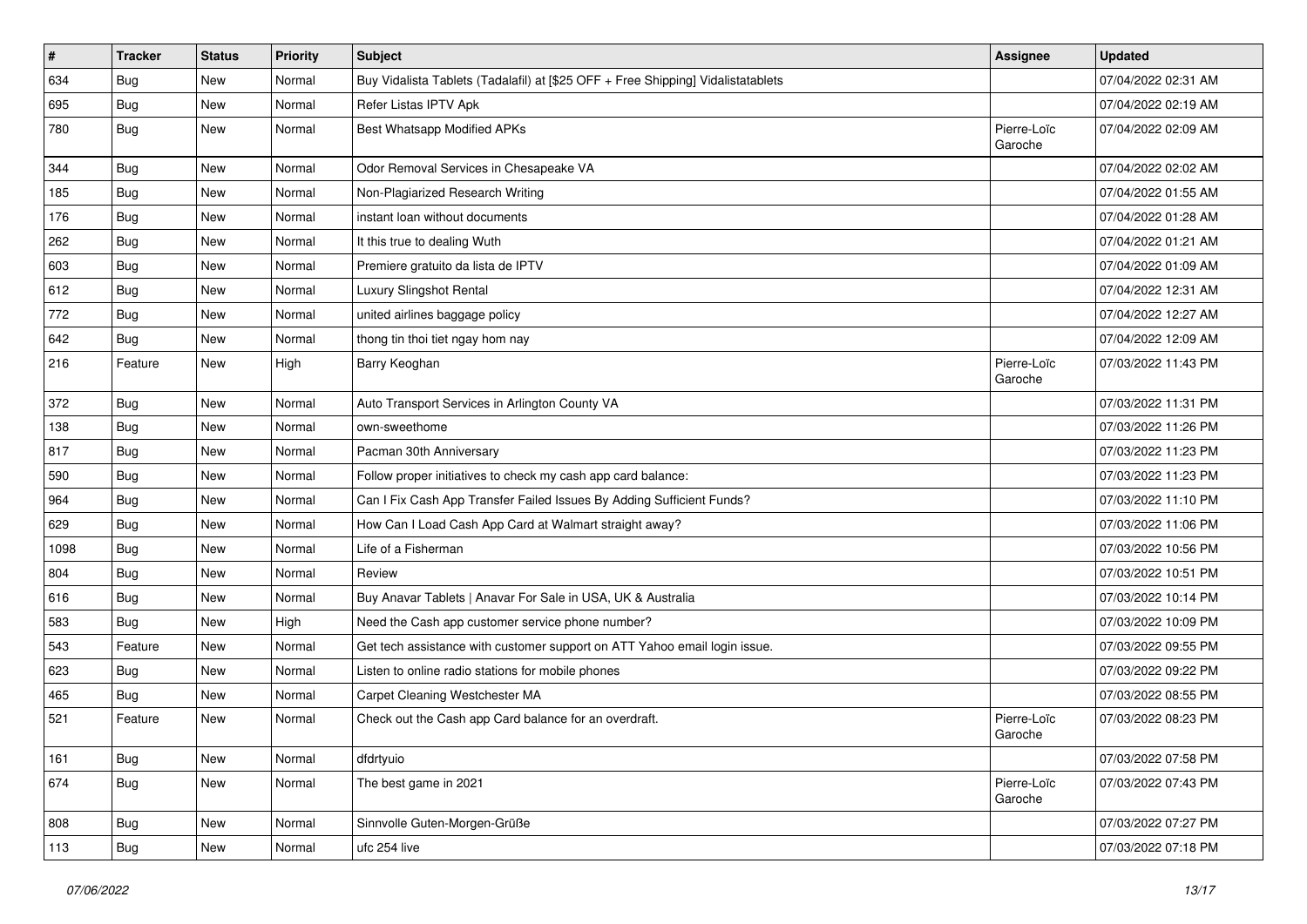| # | Tracker | Status | Priority | Subject | Assignee | Updated |
|---|---|---|---|---|---|---|
| 634 | Bug | New | Normal | Buy Vidalista Tablets (Tadalafil) at [$25 OFF + Free Shipping] Vidalistatablets | | 07/04/2022 02:31 AM |
| 695 | Bug | New | Normal | Refer Listas IPTV Apk | | 07/04/2022 02:19 AM |
| 780 | Bug | New | Normal | Best Whatsapp Modified APKs | Pierre-Loïc Garoche | 07/04/2022 02:09 AM |
| 344 | Bug | New | Normal | Odor Removal Services in Chesapeake VA | | 07/04/2022 02:02 AM |
| 185 | Bug | New | Normal | Non-Plagiarized Research Writing | | 07/04/2022 01:55 AM |
| 176 | Bug | New | Normal | instant loan without documents | | 07/04/2022 01:28 AM |
| 262 | Bug | New | Normal | It this true to dealing Wuth | | 07/04/2022 01:21 AM |
| 603 | Bug | New | Normal | Premiere gratuito da lista de IPTV | | 07/04/2022 01:09 AM |
| 612 | Bug | New | Normal | Luxury Slingshot Rental | | 07/04/2022 12:31 AM |
| 772 | Bug | New | Normal | united airlines baggage policy | | 07/04/2022 12:27 AM |
| 642 | Bug | New | Normal | thong tin thoi tiet ngay hom nay | | 07/04/2022 12:09 AM |
| 216 | Feature | New | High | Barry Keoghan | Pierre-Loïc Garoche | 07/03/2022 11:43 PM |
| 372 | Bug | New | Normal | Auto Transport Services in Arlington County VA | | 07/03/2022 11:31 PM |
| 138 | Bug | New | Normal | own-sweethome | | 07/03/2022 11:26 PM |
| 817 | Bug | New | Normal | Pacman 30th Anniversary | | 07/03/2022 11:23 PM |
| 590 | Bug | New | Normal | Follow proper initiatives to check my cash app card balance: | | 07/03/2022 11:23 PM |
| 964 | Bug | New | Normal | Can I Fix Cash App Transfer Failed Issues By Adding Sufficient Funds? | | 07/03/2022 11:10 PM |
| 629 | Bug | New | Normal | How Can I Load Cash App Card at Walmart straight away? | | 07/03/2022 11:06 PM |
| 1098 | Bug | New | Normal | Life of a Fisherman | | 07/03/2022 10:56 PM |
| 804 | Bug | New | Normal | Review | | 07/03/2022 10:51 PM |
| 616 | Bug | New | Normal | Buy Anavar Tablets \| Anavar For Sale in USA, UK & Australia | | 07/03/2022 10:14 PM |
| 583 | Bug | New | High | Need the Cash app customer service phone number? | | 07/03/2022 10:09 PM |
| 543 | Feature | New | Normal | Get tech assistance with customer support on ATT Yahoo email login issue. | | 07/03/2022 09:55 PM |
| 623 | Bug | New | Normal | Listen to online radio stations for mobile phones | | 07/03/2022 09:22 PM |
| 465 | Bug | New | Normal | Carpet Cleaning Westchester MA | | 07/03/2022 08:55 PM |
| 521 | Feature | New | Normal | Check out the Cash app Card balance for an overdraft. | Pierre-Loïc Garoche | 07/03/2022 08:23 PM |
| 161 | Bug | New | Normal | dfdrtyuio | | 07/03/2022 07:58 PM |
| 674 | Bug | New | Normal | The best game in 2021 | Pierre-Loïc Garoche | 07/03/2022 07:43 PM |
| 808 | Bug | New | Normal | Sinnvolle Guten-Morgen-Grüße | | 07/03/2022 07:27 PM |
| 113 | Bug | New | Normal | ufc 254 live | | 07/03/2022 07:18 PM |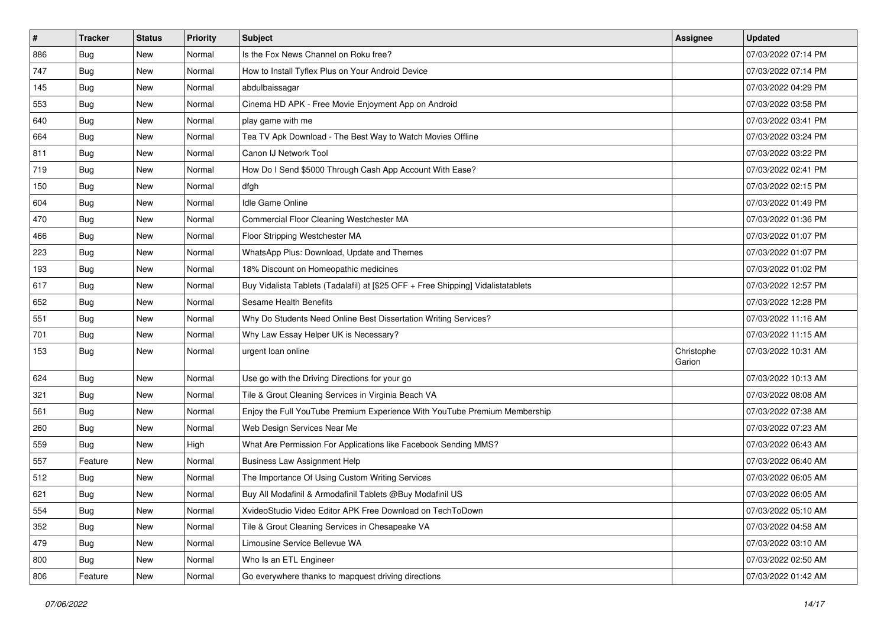| # | Tracker | Status | Priority | Subject | Assignee | Updated |
|---|---|---|---|---|---|---|
| 886 | Bug | New | Normal | Is the Fox News Channel on Roku free? | | 07/03/2022 07:14 PM |
| 747 | Bug | New | Normal | How to Install Tyflex Plus on Your Android Device | | 07/03/2022 07:14 PM |
| 145 | Bug | New | Normal | abdulbaissagar | | 07/03/2022 04:29 PM |
| 553 | Bug | New | Normal | Cinema HD APK - Free Movie Enjoyment App on Android | | 07/03/2022 03:58 PM |
| 640 | Bug | New | Normal | play game with me | | 07/03/2022 03:41 PM |
| 664 | Bug | New | Normal | Tea TV Apk Download - The Best Way to Watch Movies Offline | | 07/03/2022 03:24 PM |
| 811 | Bug | New | Normal | Canon IJ Network Tool | | 07/03/2022 03:22 PM |
| 719 | Bug | New | Normal | How Do I Send $5000 Through Cash App Account With Ease? | | 07/03/2022 02:41 PM |
| 150 | Bug | New | Normal | dfgh | | 07/03/2022 02:15 PM |
| 604 | Bug | New | Normal | Idle Game Online | | 07/03/2022 01:49 PM |
| 470 | Bug | New | Normal | Commercial Floor Cleaning Westchester MA | | 07/03/2022 01:36 PM |
| 466 | Bug | New | Normal | Floor Stripping Westchester MA | | 07/03/2022 01:07 PM |
| 223 | Bug | New | Normal | WhatsApp Plus: Download, Update and Themes | | 07/03/2022 01:07 PM |
| 193 | Bug | New | Normal | 18% Discount on Homeopathic medicines | | 07/03/2022 01:02 PM |
| 617 | Bug | New | Normal | Buy Vidalista Tablets (Tadalafil) at [$25 OFF + Free Shipping] Vidalistatablets | | 07/03/2022 12:57 PM |
| 652 | Bug | New | Normal | Sesame Health Benefits | | 07/03/2022 12:28 PM |
| 551 | Bug | New | Normal | Why Do Students Need Online Best Dissertation Writing Services? | | 07/03/2022 11:16 AM |
| 701 | Bug | New | Normal | Why Law Essay Helper UK is Necessary? | | 07/03/2022 11:15 AM |
| 153 | Bug | New | Normal | urgent loan online | Christophe Garion | 07/03/2022 10:31 AM |
| 624 | Bug | New | Normal | Use go with the Driving Directions for your go | | 07/03/2022 10:13 AM |
| 321 | Bug | New | Normal | Tile & Grout Cleaning Services in Virginia Beach VA | | 07/03/2022 08:08 AM |
| 561 | Bug | New | Normal | Enjoy the Full YouTube Premium Experience With YouTube Premium Membership | | 07/03/2022 07:38 AM |
| 260 | Bug | New | Normal | Web Design Services Near Me | | 07/03/2022 07:23 AM |
| 559 | Bug | New | High | What Are Permission For Applications like Facebook Sending MMS? | | 07/03/2022 06:43 AM |
| 557 | Feature | New | Normal | Business Law Assignment Help | | 07/03/2022 06:40 AM |
| 512 | Bug | New | Normal | The Importance Of Using Custom Writing Services | | 07/03/2022 06:05 AM |
| 621 | Bug | New | Normal | Buy All Modafinil & Armodafinil Tablets @Buy Modafinil US | | 07/03/2022 06:05 AM |
| 554 | Bug | New | Normal | XvideoStudio Video Editor APK Free Download on TechToDown | | 07/03/2022 05:10 AM |
| 352 | Bug | New | Normal | Tile & Grout Cleaning Services in Chesapeake VA | | 07/03/2022 04:58 AM |
| 479 | Bug | New | Normal | Limousine Service Bellevue WA | | 07/03/2022 03:10 AM |
| 800 | Bug | New | Normal | Who Is an ETL Engineer | | 07/03/2022 02:50 AM |
| 806 | Feature | New | Normal | Go everywhere thanks to mapquest driving directions | | 07/03/2022 01:42 AM |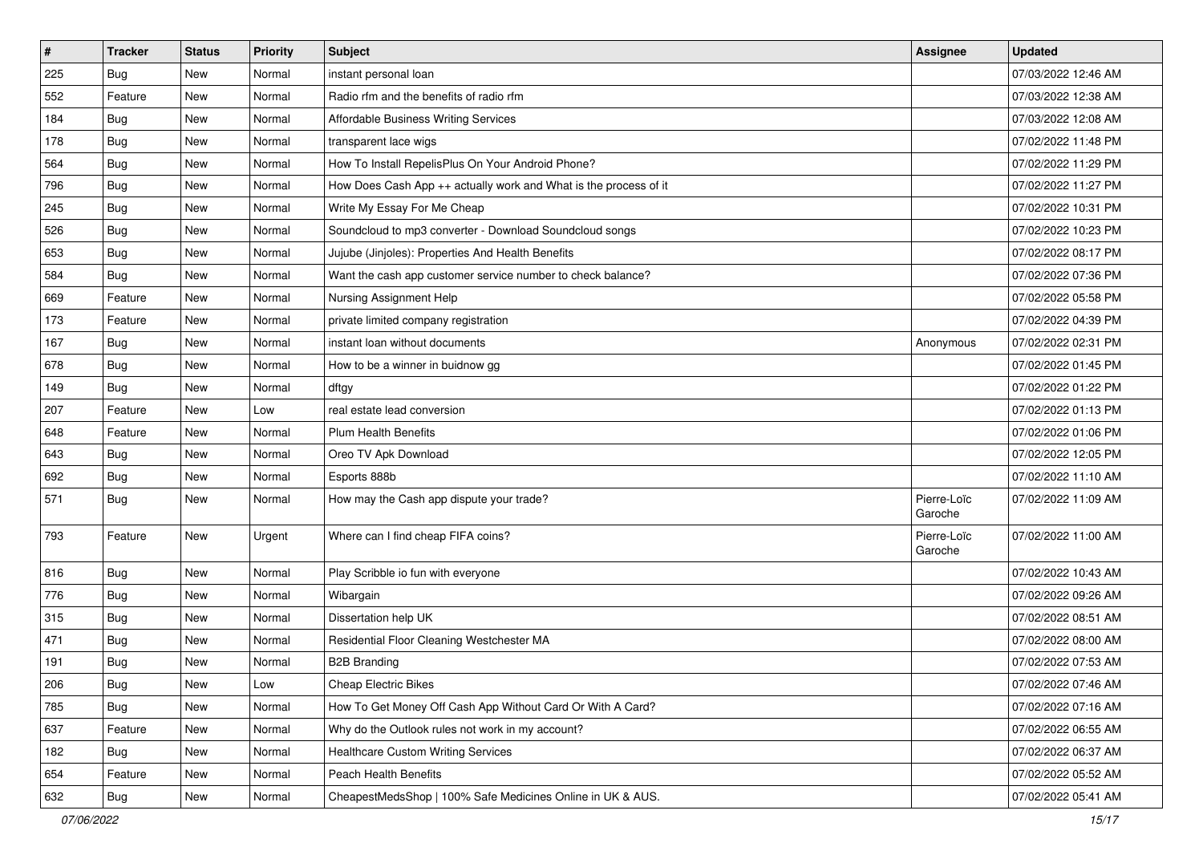| # | Tracker | Status | Priority | Subject | Assignee | Updated |
|---|---|---|---|---|---|---|
| 225 | Bug | New | Normal | instant personal loan | | 07/03/2022 12:46 AM |
| 552 | Feature | New | Normal | Radio rfm and the benefits of radio rfm | | 07/03/2022 12:38 AM |
| 184 | Bug | New | Normal | Affordable Business Writing Services | | 07/03/2022 12:08 AM |
| 178 | Bug | New | Normal | transparent lace wigs | | 07/02/2022 11:48 PM |
| 564 | Bug | New | Normal | How To Install RepelisPlus On Your Android Phone? | | 07/02/2022 11:29 PM |
| 796 | Bug | New | Normal | How Does Cash App ++ actually work and What is the process of it | | 07/02/2022 11:27 PM |
| 245 | Bug | New | Normal | Write My Essay For Me Cheap | | 07/02/2022 10:31 PM |
| 526 | Bug | New | Normal | Soundcloud to mp3 converter - Download Soundcloud songs | | 07/02/2022 10:23 PM |
| 653 | Bug | New | Normal | Jujube (Jinjoles): Properties And Health Benefits | | 07/02/2022 08:17 PM |
| 584 | Bug | New | Normal | Want the cash app customer service number to check balance? | | 07/02/2022 07:36 PM |
| 669 | Feature | New | Normal | Nursing Assignment Help | | 07/02/2022 05:58 PM |
| 173 | Feature | New | Normal | private limited company registration | | 07/02/2022 04:39 PM |
| 167 | Bug | New | Normal | instant loan without documents | Anonymous | 07/02/2022 02:31 PM |
| 678 | Bug | New | Normal | How to be a winner in buidnow gg | | 07/02/2022 01:45 PM |
| 149 | Bug | New | Normal | dftgy | | 07/02/2022 01:22 PM |
| 207 | Feature | New | Low | real estate lead conversion | | 07/02/2022 01:13 PM |
| 648 | Feature | New | Normal | Plum Health Benefits | | 07/02/2022 01:06 PM |
| 643 | Bug | New | Normal | Oreo TV Apk Download | | 07/02/2022 12:05 PM |
| 692 | Bug | New | Normal | Esports 888b | | 07/02/2022 11:10 AM |
| 571 | Bug | New | Normal | How may the Cash app dispute your trade? | Pierre-Loïc Garoche | 07/02/2022 11:09 AM |
| 793 | Feature | New | Urgent | Where can I find cheap FIFA coins? | Pierre-Loïc Garoche | 07/02/2022 11:00 AM |
| 816 | Bug | New | Normal | Play Scribble io fun with everyone | | 07/02/2022 10:43 AM |
| 776 | Bug | New | Normal | Wibargain | | 07/02/2022 09:26 AM |
| 315 | Bug | New | Normal | Dissertation help UK | | 07/02/2022 08:51 AM |
| 471 | Bug | New | Normal | Residential Floor Cleaning Westchester MA | | 07/02/2022 08:00 AM |
| 191 | Bug | New | Normal | B2B Branding | | 07/02/2022 07:53 AM |
| 206 | Bug | New | Low | Cheap Electric Bikes | | 07/02/2022 07:46 AM |
| 785 | Bug | New | Normal | How To Get Money Off Cash App Without Card Or With A Card? | | 07/02/2022 07:16 AM |
| 637 | Feature | New | Normal | Why do the Outlook rules not work in my account? | | 07/02/2022 06:55 AM |
| 182 | Bug | New | Normal | Healthcare Custom Writing Services | | 07/02/2022 06:37 AM |
| 654 | Feature | New | Normal | Peach Health Benefits | | 07/02/2022 05:52 AM |
| 632 | Bug | New | Normal | CheapestMedsShop \| 100% Safe Medicines Online in UK & AUS. | | 07/02/2022 05:41 AM |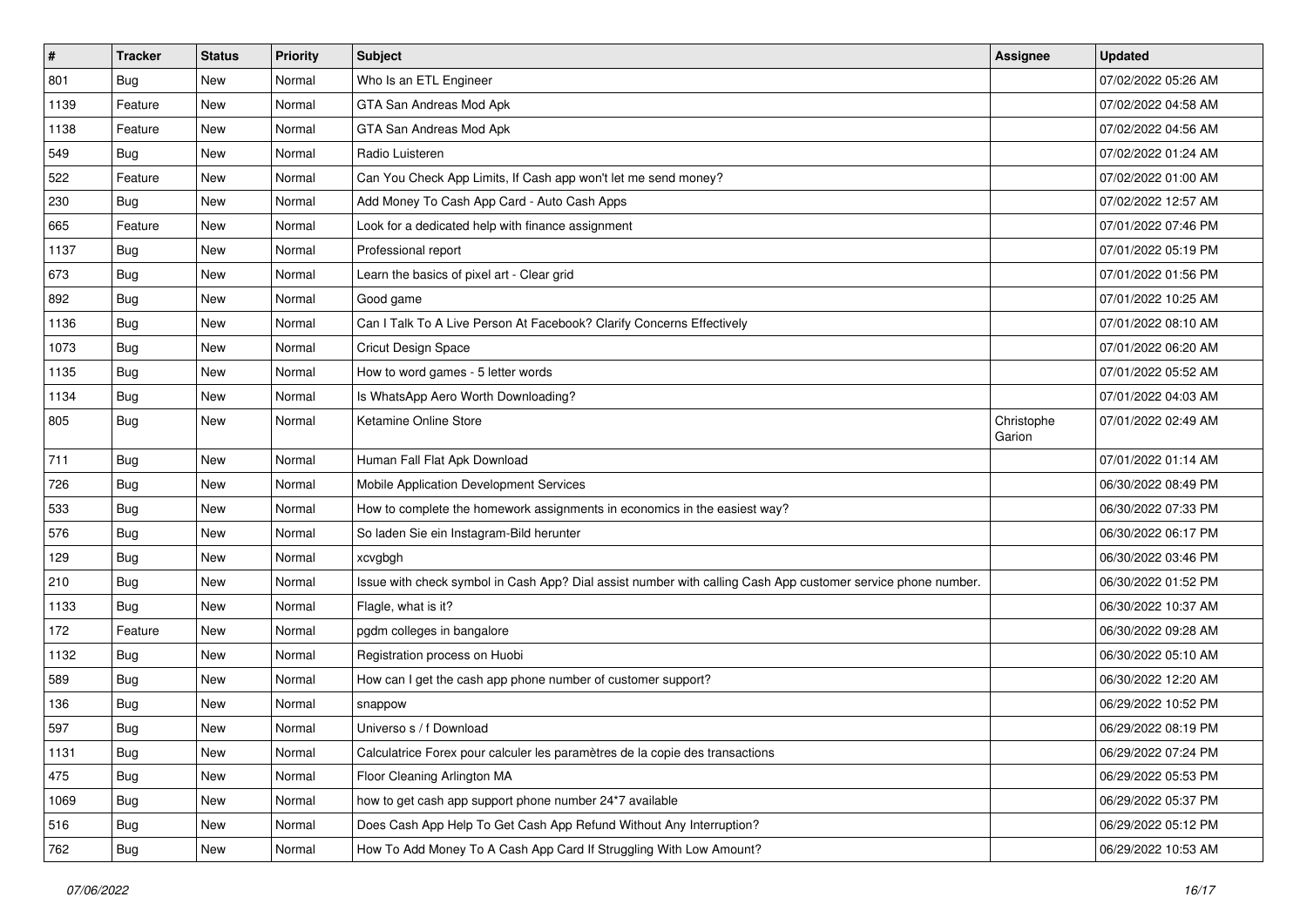| # | Tracker | Status | Priority | Subject | Assignee | Updated |
| --- | --- | --- | --- | --- | --- | --- |
| 801 | Bug | New | Normal | Who Is an ETL Engineer | | 07/02/2022 05:26 AM |
| 1139 | Feature | New | Normal | GTA San Andreas Mod Apk | | 07/02/2022 04:58 AM |
| 1138 | Feature | New | Normal | GTA San Andreas Mod Apk | | 07/02/2022 04:56 AM |
| 549 | Bug | New | Normal | Radio Luisteren | | 07/02/2022 01:24 AM |
| 522 | Feature | New | Normal | Can You Check App Limits, If Cash app won't let me send money? | | 07/02/2022 01:00 AM |
| 230 | Bug | New | Normal | Add Money To Cash App Card - Auto Cash Apps | | 07/02/2022 12:57 AM |
| 665 | Feature | New | Normal | Look for a dedicated help with finance assignment | | 07/01/2022 07:46 PM |
| 1137 | Bug | New | Normal | Professional report | | 07/01/2022 05:19 PM |
| 673 | Bug | New | Normal | Learn the basics of pixel art - Clear grid | | 07/01/2022 01:56 PM |
| 892 | Bug | New | Normal | Good game | | 07/01/2022 10:25 AM |
| 1136 | Bug | New | Normal | Can I Talk To A Live Person At Facebook? Clarify Concerns Effectively | | 07/01/2022 08:10 AM |
| 1073 | Bug | New | Normal | Cricut Design Space | | 07/01/2022 06:20 AM |
| 1135 | Bug | New | Normal | How to word games - 5 letter words | | 07/01/2022 05:52 AM |
| 1134 | Bug | New | Normal | Is WhatsApp Aero Worth Downloading? | | 07/01/2022 04:03 AM |
| 805 | Bug | New | Normal | Ketamine Online Store | Christophe Garion | 07/01/2022 02:49 AM |
| 711 | Bug | New | Normal | Human Fall Flat Apk Download | | 07/01/2022 01:14 AM |
| 726 | Bug | New | Normal | Mobile Application Development Services | | 06/30/2022 08:49 PM |
| 533 | Bug | New | Normal | How to complete the homework assignments in economics in the easiest way? | | 06/30/2022 07:33 PM |
| 576 | Bug | New | Normal | So laden Sie ein Instagram-Bild herunter | | 06/30/2022 06:17 PM |
| 129 | Bug | New | Normal | xcvgbgh | | 06/30/2022 03:46 PM |
| 210 | Bug | New | Normal | Issue with check symbol in Cash App? Dial assist number with calling Cash App customer service phone number. | | 06/30/2022 01:52 PM |
| 1133 | Bug | New | Normal | Flagle, what is it? | | 06/30/2022 10:37 AM |
| 172 | Feature | New | Normal | pgdm colleges in bangalore | | 06/30/2022 09:28 AM |
| 1132 | Bug | New | Normal | Registration process on Huobi | | 06/30/2022 05:10 AM |
| 589 | Bug | New | Normal | How can I get the cash app phone number of customer support? | | 06/30/2022 12:20 AM |
| 136 | Bug | New | Normal | snappow | | 06/29/2022 10:52 PM |
| 597 | Bug | New | Normal | Universo s / f Download | | 06/29/2022 08:19 PM |
| 1131 | Bug | New | Normal | Calculatrice Forex pour calculer les paramètres de la copie des transactions | | 06/29/2022 07:24 PM |
| 475 | Bug | New | Normal | Floor Cleaning Arlington MA | | 06/29/2022 05:53 PM |
| 1069 | Bug | New | Normal | how to get cash app support phone number 24*7 available | | 06/29/2022 05:37 PM |
| 516 | Bug | New | Normal | Does Cash App Help To Get Cash App Refund Without Any Interruption? | | 06/29/2022 05:12 PM |
| 762 | Bug | New | Normal | How To Add Money To A Cash App Card If Struggling With Low Amount? | | 06/29/2022 10:53 AM |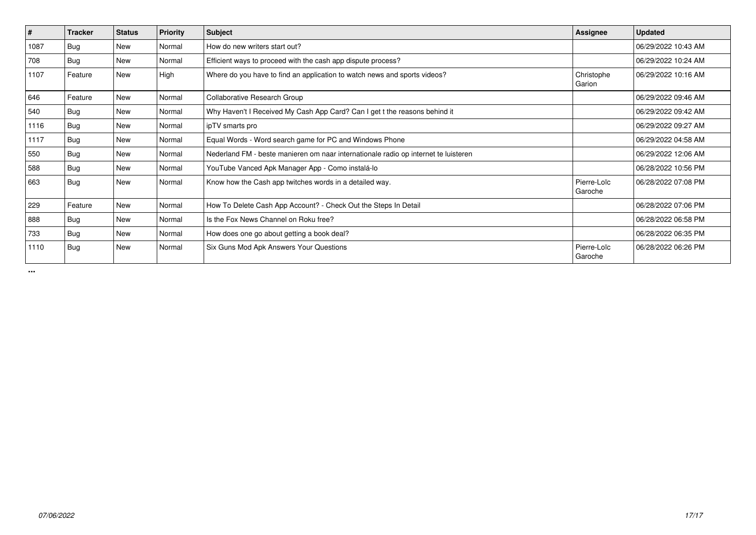| # | Tracker | Status | Priority | Subject | Assignee | Updated |
|---|---|---|---|---|---|---|
| 1087 | Bug | New | Normal | How do new writers start out? | | 06/29/2022 10:43 AM |
| 708 | Bug | New | Normal | Efficient ways to proceed with the cash app dispute process? | | 06/29/2022 10:24 AM |
| 1107 | Feature | New | High | Where do you have to find an application to watch news and sports videos? | Christophe Garion | 06/29/2022 10:16 AM |
| 646 | Feature | New | Normal | Collaborative Research Group | | 06/29/2022 09:46 AM |
| 540 | Bug | New | Normal | Why Haven't I Received My Cash App Card? Can I get t the reasons behind it | | 06/29/2022 09:42 AM |
| 1116 | Bug | New | Normal | ipTV smarts pro | | 06/29/2022 09:27 AM |
| 1117 | Bug | New | Normal | Equal Words - Word search game for PC and Windows Phone | | 06/29/2022 04:58 AM |
| 550 | Bug | New | Normal | Nederland FM - beste manieren om naar internationale radio op internet te luisteren | | 06/29/2022 12:06 AM |
| 588 | Bug | New | Normal | YouTube Vanced Apk Manager App - Como instalá-lo | | 06/28/2022 10:56 PM |
| 663 | Bug | New | Normal | Know how the Cash app twitches words in a detailed way. | Pierre-Loïc Garoche | 06/28/2022 07:08 PM |
| 229 | Feature | New | Normal | How To Delete Cash App Account? - Check Out the Steps In Detail | | 06/28/2022 07:06 PM |
| 888 | Bug | New | Normal | Is the Fox News Channel on Roku free? | | 06/28/2022 06:58 PM |
| 733 | Bug | New | Normal | How does one go about getting a book deal? | | 06/28/2022 06:35 PM |
| 1110 | Bug | New | Normal | Six Guns Mod Apk Answers Your Questions | Pierre-Loïc Garoche | 06/28/2022 06:26 PM |

...